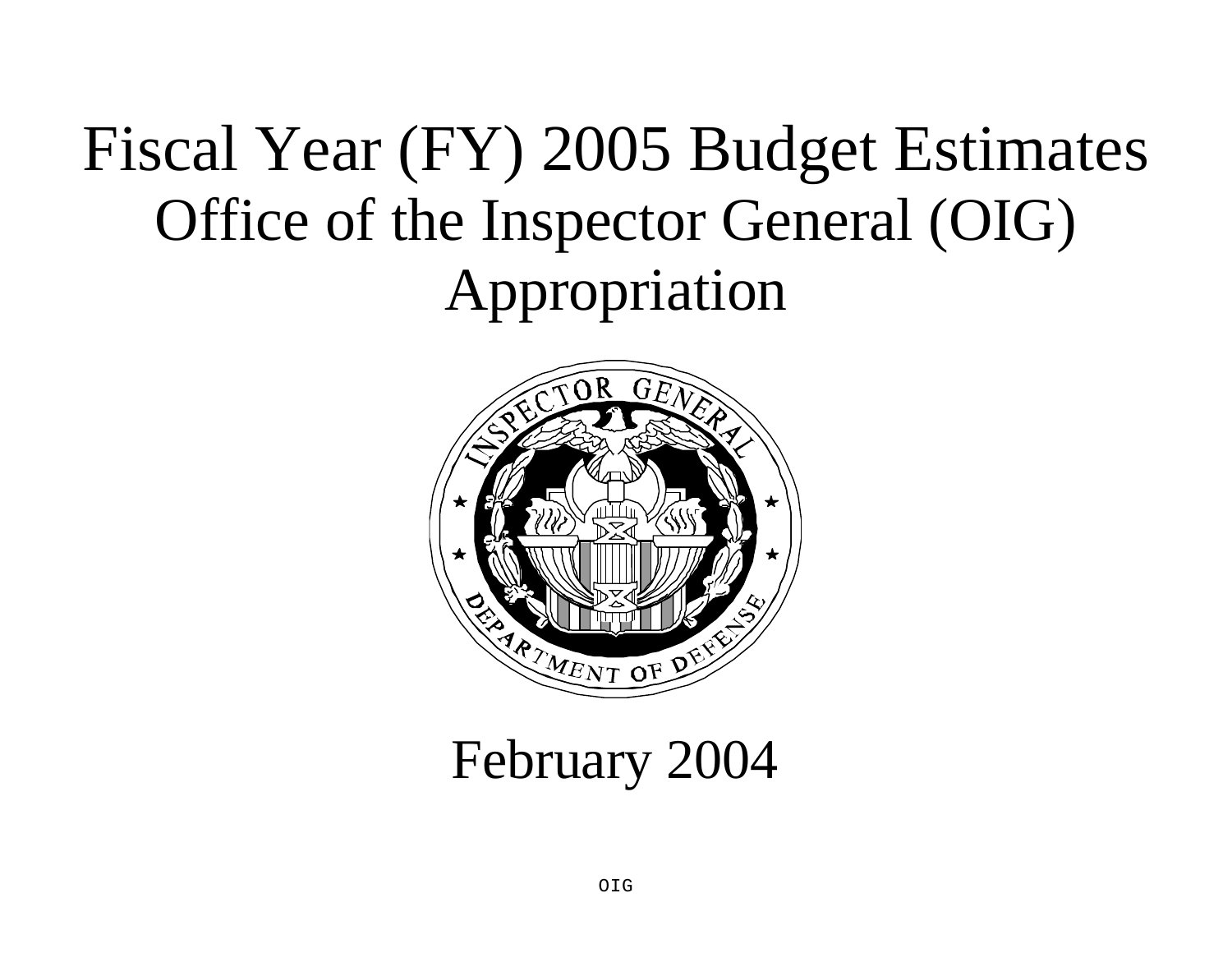# Fiscal Year (FY) 2005 Budget Estimates
## Office of the Inspector General (OIG) Appropriation

February 2004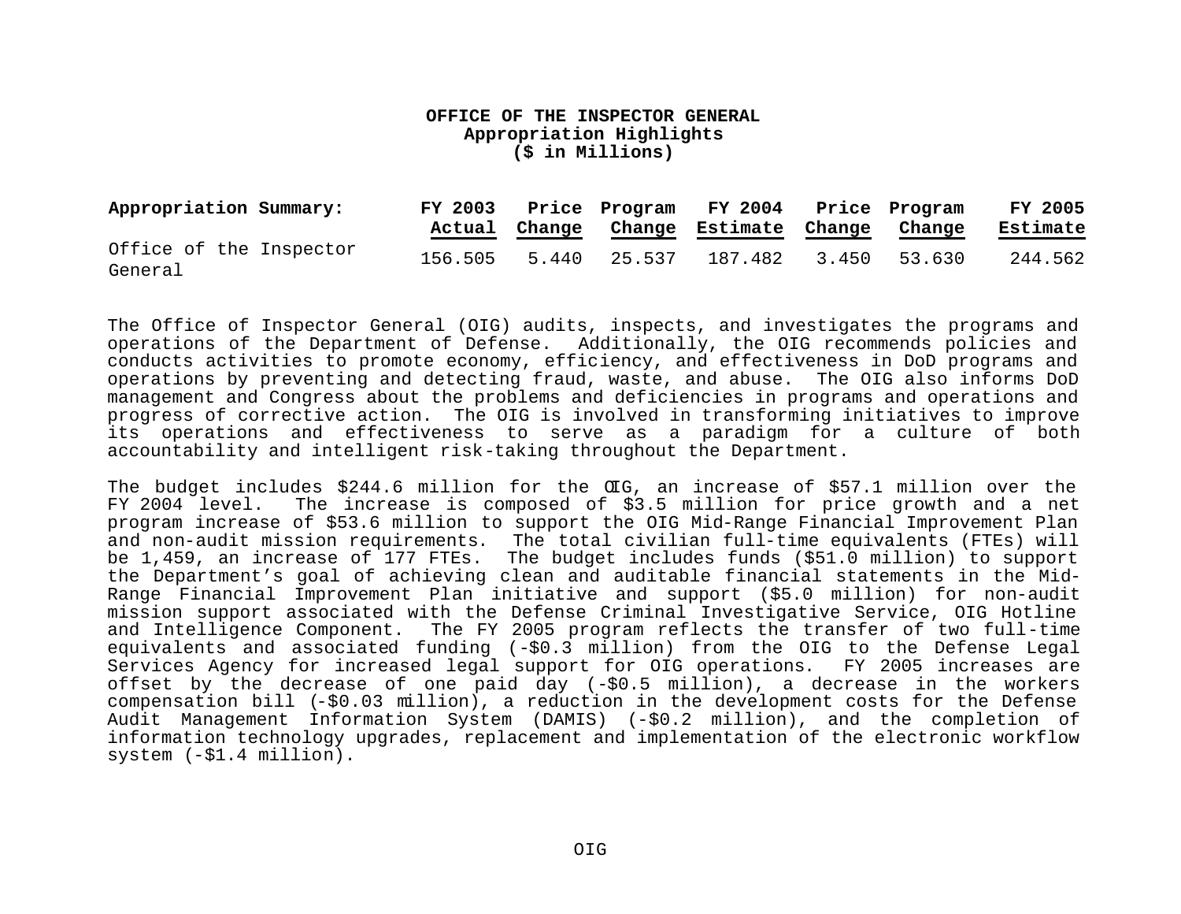# OFFICE OF THE INSPECTOR GENERAL
## Appropriation Highlights
### ($ in Millions)

| Appropriation Summary: | FY 2003 Actual | Price Change | Program Change | FY 2004 Estimate | Price Change | Program Change | FY 2005 Estimate |
|---|---|---|---|---|---|---|---|
| Office of the Inspector General | 156.505 | 5.440 | 25.537 | 187.482 | 3.450 | 53.630 | 244.562 |

The Office of Inspector General (OIG) audits, inspects, and investigates the programs and operations of the Department of Defense. Additionally, the OIG recommends policies and conducts activities to promote economy, efficiency, and effectiveness in DoD programs and operations by preventing and detecting fraud, waste, and abuse. The OIG also informs DoD management and Congress about the problems and deficiencies in programs and operations and progress of corrective action. The OIG is involved in transforming initiatives to improve its operations and effectiveness to serve as a paradigm for a culture of both accountability and intelligent risk-taking throughout the Department.

The budget includes $244.6 million for the OIG, an increase of $57.1 million over the FY 2004 level. The increase is composed of $3.5 million for price growth and a net program increase of $53.6 million to support the OIG Mid-Range Financial Improvement Plan and non-audit mission requirements. The total civilian full-time equivalents (FTEs) will be 1,459, an increase of 177 FTEs. The budget includes funds ($51.0 million) to support the Department's goal of achieving clean and auditable financial statements in the Mid-Range Financial Improvement Plan initiative and support ($5.0 million) for non-audit mission support associated with the Defense Criminal Investigative Service, OIG Hotline and Intelligence Component. The FY 2005 program reflects the transfer of two full-time equivalents and associated funding (-$0.3 million) from the OIG to the Defense Legal Services Agency for increased legal support for OIG operations. FY 2005 increases are offset by the decrease of one paid day (-$0.5 million), a decrease in the workers compensation bill (-$0.03 million), a reduction in the development costs for the Defense Audit Management Information System (DAMIS) (-$0.2 million), and the completion of information technology upgrades, replacement and implementation of the electronic workflow system (-$1.4 million).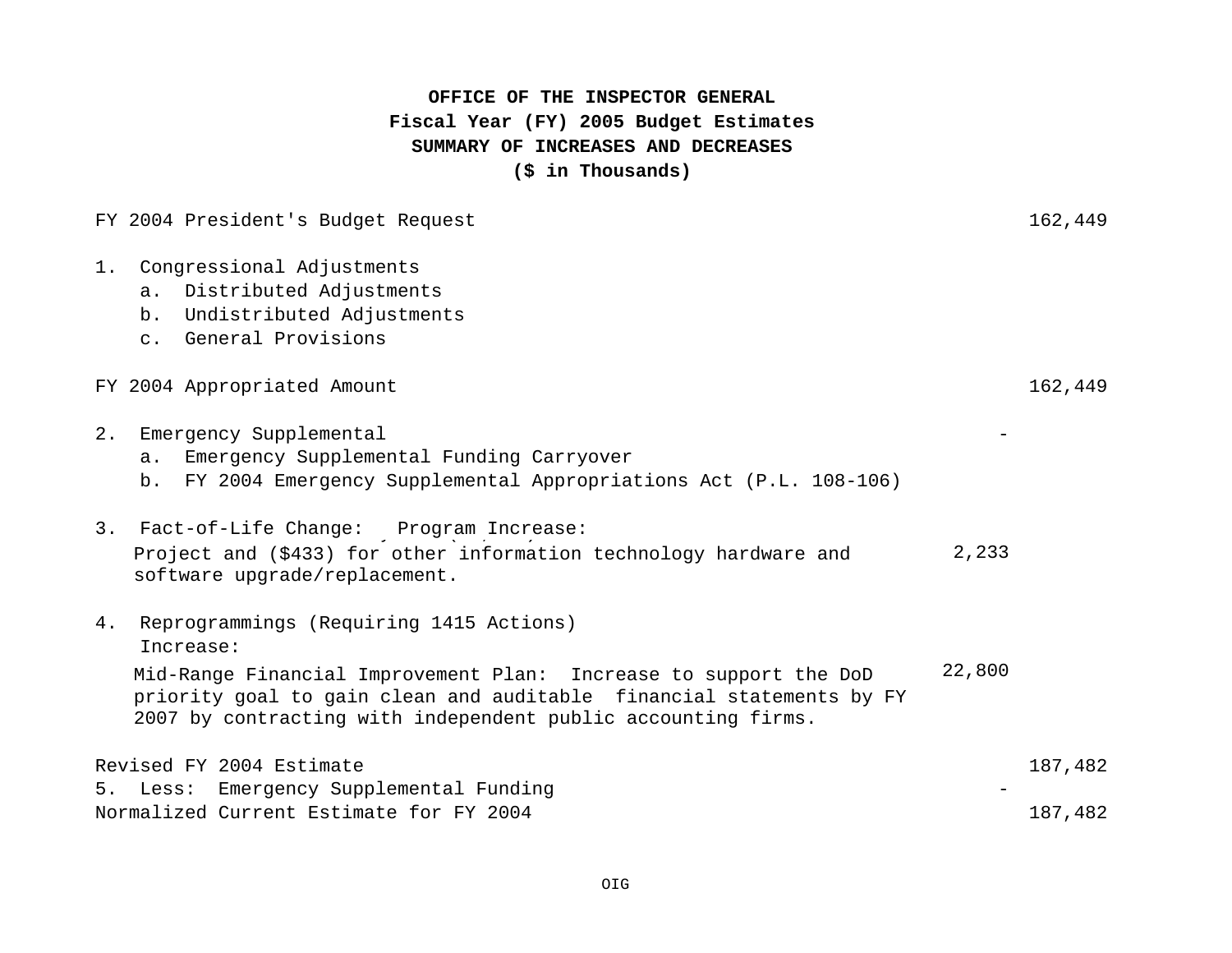**OFFICE OF THE INSPECTOR GENERAL**
**Fiscal Year (FY) 2005 Budget Estimates**
**SUMMARY OF INCREASES AND DECREASES**
**($ in Thousands)**

| | | |
|---|---|---|
| FY 2004 President's Budget Request | | 162,449 |
| 1. Congressional Adjustments | | |
| a. Distributed Adjustments | | |
| b. Undistributed Adjustments | | |
| c. General Provisions | | |
| FY 2004 Appropriated Amount | | 162,449 |
| 2. Emergency Supplemental | - | |
| a. Emergency Supplemental Funding Carryover | | |
| b. FY 2004 Emergency Supplemental Appropriations Act (P.L. 108-106) | | |
| 3. Fact-of-Life Change: Program Increase: Project and ($433) for other information technology hardware and software upgrade/replacement. | 2,233 | |
| 4. Reprogrammings (Requiring 1415 Actions) Increase: | | |
| Mid-Range Financial Improvement Plan: Increase to support the DoD priority goal to gain clean and auditable financial statements by FY 2007 by contracting with independent public accounting firms. | 22,800 | |
| Revised FY 2004 Estimate | | 187,482 |
| 5. Less: Emergency Supplemental Funding | - | |
| Normalized Current Estimate for FY 2004 | | 187,482 |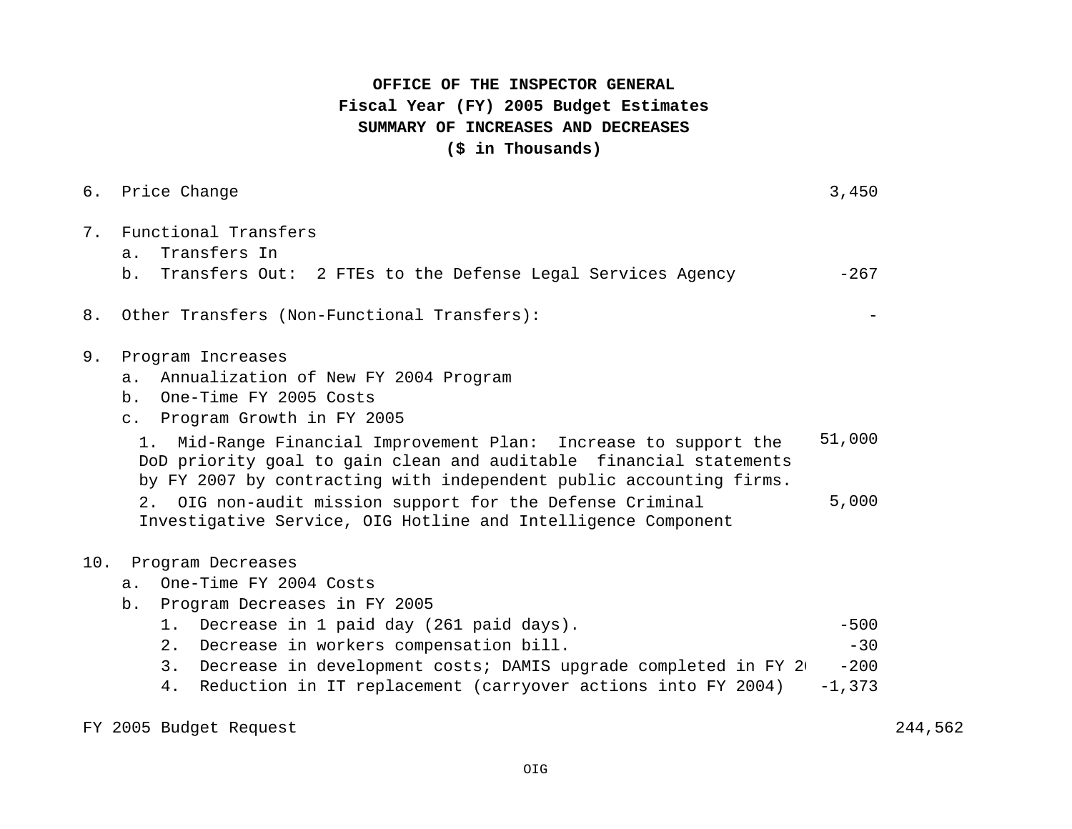**OFFICE OF THE INSPECTOR GENERAL**
**Fiscal Year (FY) 2005 Budget Estimates**
**SUMMARY OF INCREASES AND DECREASES**
**($ in Thousands)**

| | | |
|---|---|---|
| 6. Price Change | 3,450 | |
| 7. Functional Transfers | | |
| a. Transfers In | | |
| b. Transfers Out: 2 FTEs to the Defense Legal Services Agency | -267 | |
| 8. Other Transfers (Non-Functional Transfers): | - | |
| 9. Program Increases | | |
| a. Annualization of New FY 2004 Program | | |
| b. One-Time FY 2005 Costs | | |
| c. Program Growth in FY 2005 | | |
| 1. Mid-Range Financial Improvement Plan: Increase to support the DoD priority goal to gain clean and auditable financial statements by FY 2007 by contracting with independent public accounting firms. | 51,000 | |
| 2. OIG non-audit mission support for the Defense Criminal Investigative Service, OIG Hotline and Intelligence Component | 5,000 | |
| 10. Program Decreases | | |
| a. One-Time FY 2004 Costs | | |
| b. Program Decreases in FY 2005 | | |
| 1. Decrease in 1 paid day (261 paid days). | -500 | |
| 2. Decrease in workers compensation bill. | -30 | |
| 3. Decrease in development costs; DAMIS upgrade completed in FY 20 | -200 | |
| 4. Reduction in IT replacement (carryover actions into FY 2004) | -1,373 | |
| FY 2005 Budget Request | | 244,562 |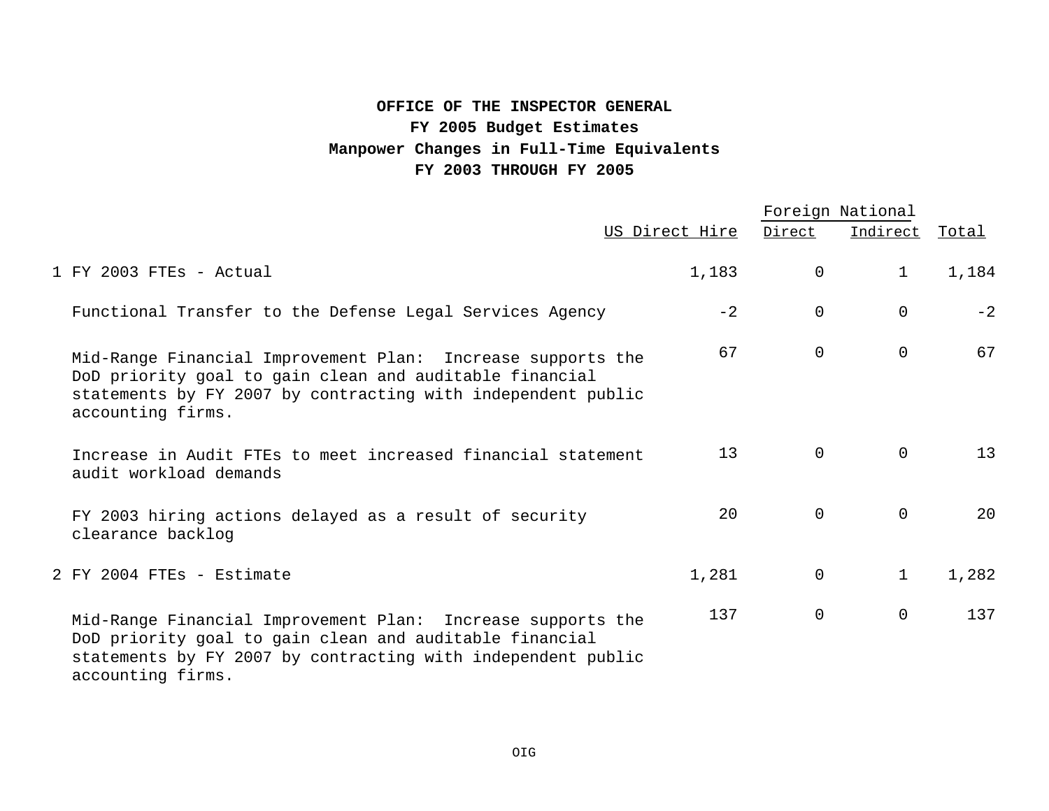**OFFICE OF THE INSPECTOR GENERAL**
**FY 2005 Budget Estimates**
**Manpower Changes in Full-Time Equivalents**
**FY 2003 THROUGH FY 2005**

| | US Direct Hire | Foreign National Direct | Foreign National Indirect | Total |
|---|---|---|---|---|
| 1 FY 2003 FTEs - Actual | 1,183 | 0 | 1 | 1,184 |
| Functional Transfer to the Defense Legal Services Agency | -2 | 0 | 0 | -2 |
| Mid-Range Financial Improvement Plan: Increase supports the DoD priority goal to gain clean and auditable financial statements by FY 2007 by contracting with independent public accounting firms. | 67 | 0 | 0 | 67 |
| Increase in Audit FTEs to meet increased financial statement audit workload demands | 13 | 0 | 0 | 13 |
| FY 2003 hiring actions delayed as a result of security clearance backlog | 20 | 0 | 0 | 20 |
| 2 FY 2004 FTEs - Estimate | 1,281 | 0 | 1 | 1,282 |
| Mid-Range Financial Improvement Plan: Increase supports the DoD priority goal to gain clean and auditable financial statements by FY 2007 by contracting with independent public accounting firms. | 137 | 0 | 0 | 137 |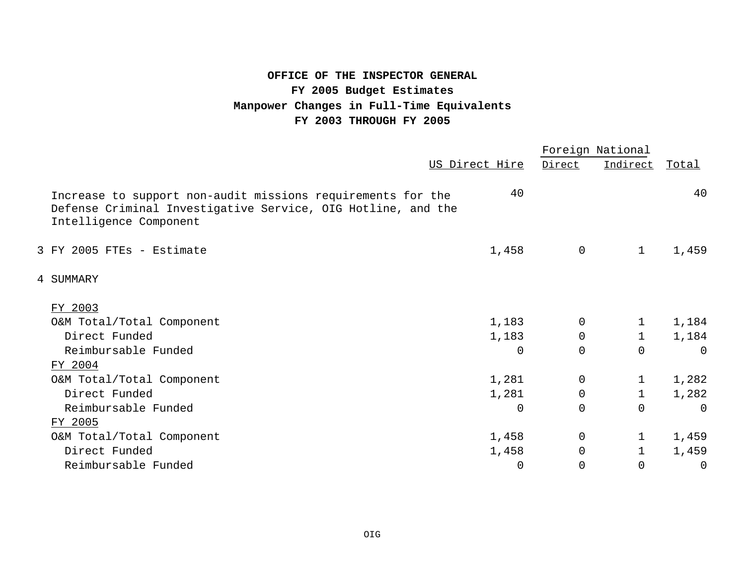**OFFICE OF THE INSPECTOR GENERAL**
**FY 2005 Budget Estimates**
**Manpower Changes in Full-Time Equivalents**
**FY 2003 THROUGH FY 2005**

| | US Direct Hire | Foreign National Direct | Foreign National Indirect | Total |
|---|---|---|---|---|
| Increase to support non-audit missions requirements for the Defense Criminal Investigative Service, OIG Hotline, and the Intelligence Component | 40 | | | 40 |
| 3 FY 2005 FTEs - Estimate | 1,458 | 0 | 1 | 1,459 |
| 4 SUMMARY | | | | |
| FY 2003 | | | | |
| O&M Total/Total Component | 1,183 | 0 | 1 | 1,184 |
| Direct Funded | 1,183 | 0 | 1 | 1,184 |
| Reimbursable Funded | 0 | 0 | 0 | 0 |
| FY 2004 | | | | |
| O&M Total/Total Component | 1,281 | 0 | 1 | 1,282 |
| Direct Funded | 1,281 | 0 | 1 | 1,282 |
| Reimbursable Funded | 0 | 0 | 0 | 0 |
| FY 2005 | | | | |
| O&M Total/Total Component | 1,458 | 0 | 1 | 1,459 |
| Direct Funded | 1,458 | 0 | 1 | 1,459 |
| Reimbursable Funded | 0 | 0 | 0 | 0 |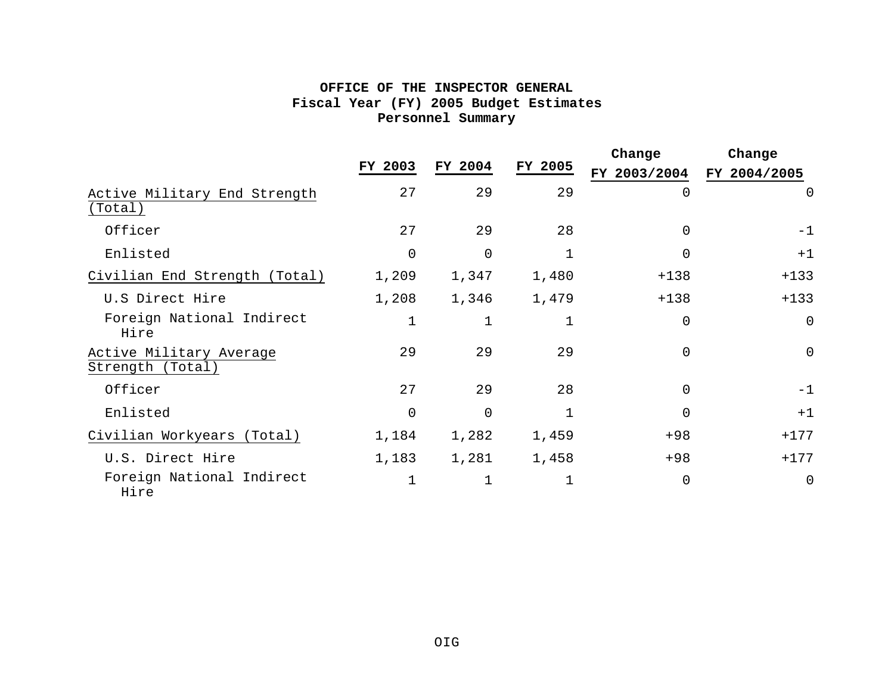**OFFICE OF THE INSPECTOR GENERAL**
**Fiscal Year (FY) 2005 Budget Estimates**
**Personnel Summary**

| | FY 2003 | FY 2004 | FY 2005 | Change FY 2003/2004 | Change FY 2004/2005 |
|---|---|---|---|---|---|
| Active Military End Strength (Total) | 27 | 29 | 29 | 0 | 0 |
| Officer | 27 | 29 | 28 | 0 | -1 |
| Enlisted | 0 | 0 | 1 | 0 | +1 |
| Civilian End Strength (Total) | 1,209 | 1,347 | 1,480 | +138 | +133 |
| U.S Direct Hire | 1,208 | 1,346 | 1,479 | +138 | +133 |
| Foreign National Indirect Hire | 1 | 1 | 1 | 0 | 0 |
| Active Military Average Strength (Total) | 29 | 29 | 29 | 0 | 0 |
| Officer | 27 | 29 | 28 | 0 | -1 |
| Enlisted | 0 | 0 | 1 | 0 | +1 |
| Civilian Workyears (Total) | 1,184 | 1,282 | 1,459 | +98 | +177 |
| U.S. Direct Hire | 1,183 | 1,281 | 1,458 | +98 | +177 |
| Foreign National Indirect Hire | 1 | 1 | 1 | 0 | 0 |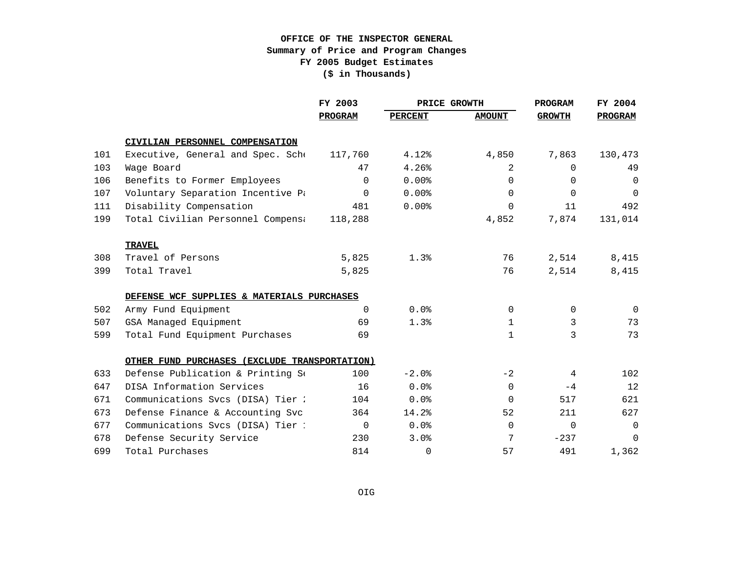**OFFICE OF THE INSPECTOR GENERAL**
**Summary of Price and Program Changes**
**FY 2005 Budget Estimates**
**($ in Thousands)**

| | | FY 2003 | PRICE GROWTH | | PROGRAM | FY 2004 |
|---|---|---|---|---|---|---|
| | | **PROGRAM** | **PERCENT** | **AMOUNT** | **GROWTH** | **PROGRAM** |
| | **CIVILIAN PERSONNEL COMPENSATION** | | | | | |
| 101 | Executive, General and Spec. Sche | 117,760 | 4.12% | 4,850 | 7,863 | 130,473 |
| 103 | Wage Board | 47 | 4.26% | 2 | 0 | 49 |
| 106 | Benefits to Former Employees | 0 | 0.00% | 0 | 0 | 0 |
| 107 | Voluntary Separation Incentive Pa | 0 | 0.00% | 0 | 0 | 0 |
| 111 | Disability Compensation | 481 | 0.00% | 0 | 11 | 492 |
| 199 | Total Civilian Personnel Compensa | 118,288 | | 4,852 | 7,874 | 131,014 |
| | **TRAVEL** | | | | | |
| 308 | Travel of Persons | 5,825 | 1.3% | 76 | 2,514 | 8,415 |
| 399 | Total Travel | 5,825 | | 76 | 2,514 | 8,415 |
| | **DEFENSE WCF SUPPLIES & MATERIALS PURCHASES** | | | | | |
| 502 | Army Fund Equipment | 0 | 0.0% | 0 | 0 | 0 |
| 507 | GSA Managed Equipment | 69 | 1.3% | 1 | 3 | 73 |
| 599 | Total Fund Equipment Purchases | 69 | | 1 | 3 | 73 |
| | **OTHER FUND PURCHASES (EXCLUDE TRANSPORTATION)** | | | | | |
| 633 | Defense Publication & Printing Se | 100 | -2.0% | -2 | 4 | 102 |
| 647 | DISA Information Services | 16 | 0.0% | 0 | -4 | 12 |
| 671 | Communications Svcs (DISA) Tier 2 | 104 | 0.0% | 0 | 517 | 621 |
| 673 | Defense Finance & Accounting Svc | 364 | 14.2% | 52 | 211 | 627 |
| 677 | Communications Svcs (DISA) Tier 1 | 0 | 0.0% | 0 | 0 | 0 |
| 678 | Defense Security Service | 230 | 3.0% | 7 | -237 | 0 |
| 699 | Total Purchases | 814 | 0 | 57 | 491 | 1,362 |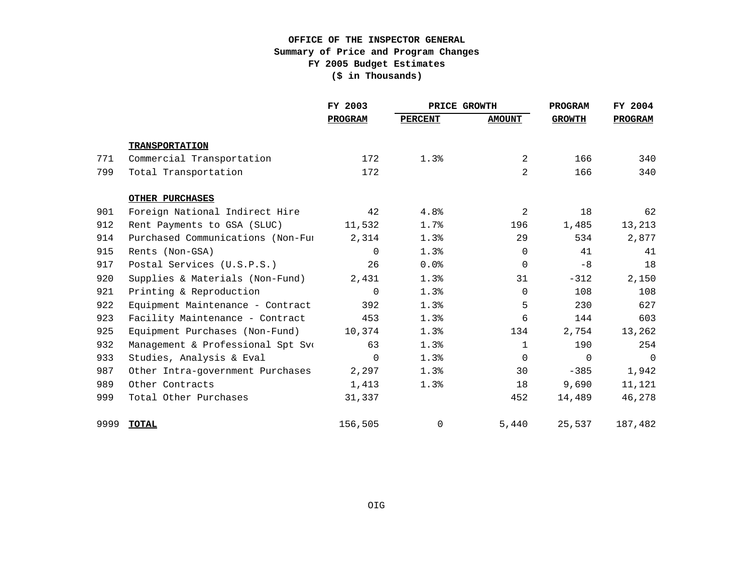# OFFICE OF THE INSPECTOR GENERAL
## Summary of Price and Program Changes
## FY 2005 Budget Estimates
## ($ in Thousands)

| | | FY 2003 | PRICE GROWTH | | PROGRAM | FY 2004 |
|---|---|---|---|---|---|---|
| | | PROGRAM | PERCENT | AMOUNT | GROWTH | PROGRAM |
| | **TRANSPORTATION** | | | | | |
| 771 | Commercial Transportation | 172 | 1.3% | 2 | 166 | 340 |
| 799 | Total Transportation | 172 | | 2 | 166 | 340 |
| | **OTHER PURCHASES** | | | | | |
| 901 | Foreign National Indirect Hire | 42 | 4.8% | 2 | 18 | 62 |
| 912 | Rent Payments to GSA (SLUC) | 11,532 | 1.7% | 196 | 1,485 | 13,213 |
| 914 | Purchased Communications (Non-Fu | 2,314 | 1.3% | 29 | 534 | 2,877 |
| 915 | Rents (Non-GSA) | 0 | 1.3% | 0 | 41 | 41 |
| 917 | Postal Services (U.S.P.S.) | 26 | 0.0% | 0 | -8 | 18 |
| 920 | Supplies & Materials (Non-Fund) | 2,431 | 1.3% | 31 | -312 | 2,150 |
| 921 | Printing & Reproduction | 0 | 1.3% | 0 | 108 | 108 |
| 922 | Equipment Maintenance - Contract | 392 | 1.3% | 5 | 230 | 627 |
| 923 | Facility Maintenance - Contract | 453 | 1.3% | 6 | 144 | 603 |
| 925 | Equipment Purchases (Non-Fund) | 10,374 | 1.3% | 134 | 2,754 | 13,262 |
| 932 | Management & Professional Spt Sv | 63 | 1.3% | 1 | 190 | 254 |
| 933 | Studies, Analysis & Eval | 0 | 1.3% | 0 | 0 | 0 |
| 987 | Other Intra-government Purchases | 2,297 | 1.3% | 30 | -385 | 1,942 |
| 989 | Other Contracts | 1,413 | 1.3% | 18 | 9,690 | 11,121 |
| 999 | Total Other Purchases | 31,337 | | 452 | 14,489 | 46,278 |
| 9999 | **TOTAL** | 156,505 | 0 | 5,440 | 25,537 | 187,482 |

OIG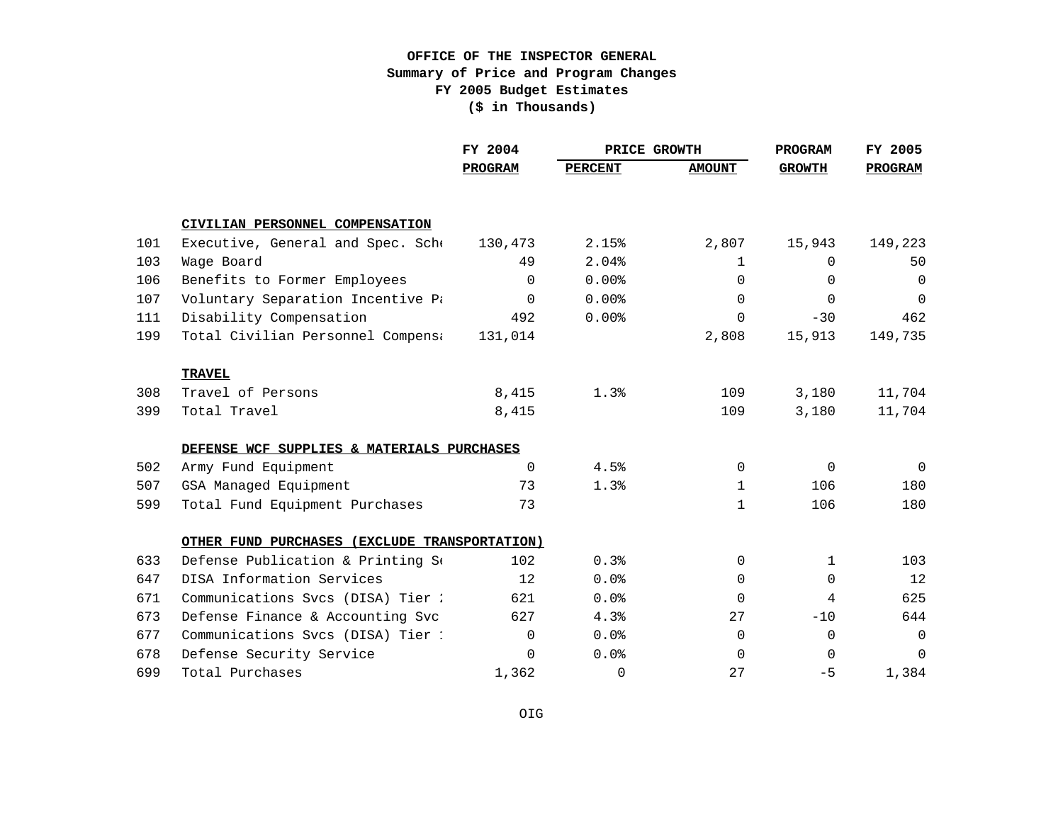# OFFICE OF THE INSPECTOR GENERAL
## Summary of Price and Program Changes
## FY 2005 Budget Estimates
## ($ in Thousands)

| | | FY 2004 | PRICE GROWTH | | PROGRAM | FY 2005 |
|---|---|---|---|---|---|---|
| | | PROGRAM | PERCENT | AMOUNT | GROWTH | PROGRAM |
| | **CIVILIAN PERSONNEL COMPENSATION** | | | | | |
| 101 | Executive, General and Spec. Sche | 130,473 | 2.15% | 2,807 | 15,943 | 149,223 |
| 103 | Wage Board | 49 | 2.04% | 1 | 0 | 50 |
| 106 | Benefits to Former Employees | 0 | 0.00% | 0 | 0 | 0 |
| 107 | Voluntary Separation Incentive Pa | 0 | 0.00% | 0 | 0 | 0 |
| 111 | Disability Compensation | 492 | 0.00% | 0 | -30 | 462 |
| 199 | Total Civilian Personnel Compensa | 131,014 | | 2,808 | 15,913 | 149,735 |
| | **TRAVEL** | | | | | |
| 308 | Travel of Persons | 8,415 | 1.3% | 109 | 3,180 | 11,704 |
| 399 | Total Travel | 8,415 | | 109 | 3,180 | 11,704 |
| | **DEFENSE WCF SUPPLIES & MATERIALS PURCHASES** | | | | | |
| 502 | Army Fund Equipment | 0 | 4.5% | 0 | 0 | 0 |
| 507 | GSA Managed Equipment | 73 | 1.3% | 1 | 106 | 180 |
| 599 | Total Fund Equipment Purchases | 73 | | 1 | 106 | 180 |
| | **OTHER FUND PURCHASES (EXCLUDE TRANSPORTATION)** | | | | | |
| 633 | Defense Publication & Printing Se | 102 | 0.3% | 0 | 1 | 103 |
| 647 | DISA Information Services | 12 | 0.0% | 0 | 0 | 12 |
| 671 | Communications Svcs (DISA) Tier 2 | 621 | 0.0% | 0 | 4 | 625 |
| 673 | Defense Finance & Accounting Svc | 627 | 4.3% | 27 | -10 | 644 |
| 677 | Communications Svcs (DISA) Tier 1 | 0 | 0.0% | 0 | 0 | 0 |
| 678 | Defense Security Service | 0 | 0.0% | 0 | 0 | 0 |
| 699 | Total Purchases | 1,362 | 0 | 27 | -5 | 1,384 |

OIG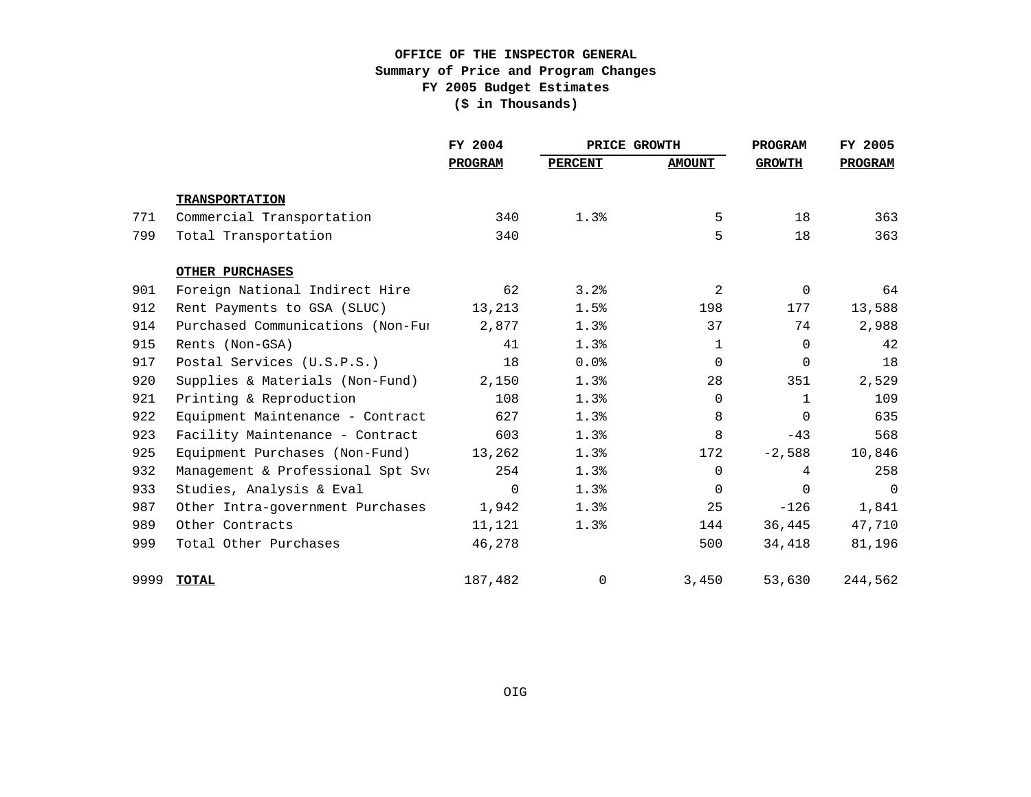**OFFICE OF THE INSPECTOR GENERAL**
**Summary of Price and Program Changes**
**FY 2005 Budget Estimates**
**($ in Thousands)**

| | | FY 2004 | PRICE GROWTH | | PROGRAM | FY 2005 |
|---|---|---|---|---|---|---|
| | | PROGRAM | PERCENT | AMOUNT | GROWTH | PROGRAM |
| | **TRANSPORTATION** | | | | | |
| 771 | Commercial Transportation | 340 | 1.3% | 5 | 18 | 363 |
| 799 | Total Transportation | 340 | | 5 | 18 | 363 |
| | **OTHER PURCHASES** | | | | | |
| 901 | Foreign National Indirect Hire | 62 | 3.2% | 2 | 0 | 64 |
| 912 | Rent Payments to GSA (SLUC) | 13,213 | 1.5% | 198 | 177 | 13,588 |
| 914 | Purchased Communications (Non-Fu | 2,877 | 1.3% | 37 | 74 | 2,988 |
| 915 | Rents (Non-GSA) | 41 | 1.3% | 1 | 0 | 42 |
| 917 | Postal Services (U.S.P.S.) | 18 | 0.0% | 0 | 0 | 18 |
| 920 | Supplies & Materials (Non-Fund) | 2,150 | 1.3% | 28 | 351 | 2,529 |
| 921 | Printing & Reproduction | 108 | 1.3% | 0 | 1 | 109 |
| 922 | Equipment Maintenance - Contract | 627 | 1.3% | 8 | 0 | 635 |
| 923 | Facility Maintenance - Contract | 603 | 1.3% | 8 | -43 | 568 |
| 925 | Equipment Purchases (Non-Fund) | 13,262 | 1.3% | 172 | -2,588 | 10,846 |
| 932 | Management & Professional Spt Sv | 254 | 1.3% | 0 | 4 | 258 |
| 933 | Studies, Analysis & Eval | 0 | 1.3% | 0 | 0 | 0 |
| 987 | Other Intra-government Purchases | 1,942 | 1.3% | 25 | -126 | 1,841 |
| 989 | Other Contracts | 11,121 | 1.3% | 144 | 36,445 | 47,710 |
| 999 | Total Other Purchases | 46,278 | | 500 | 34,418 | 81,196 |
| 9999 | **TOTAL** | 187,482 | 0 | 3,450 | 53,630 | 244,562 |

OIG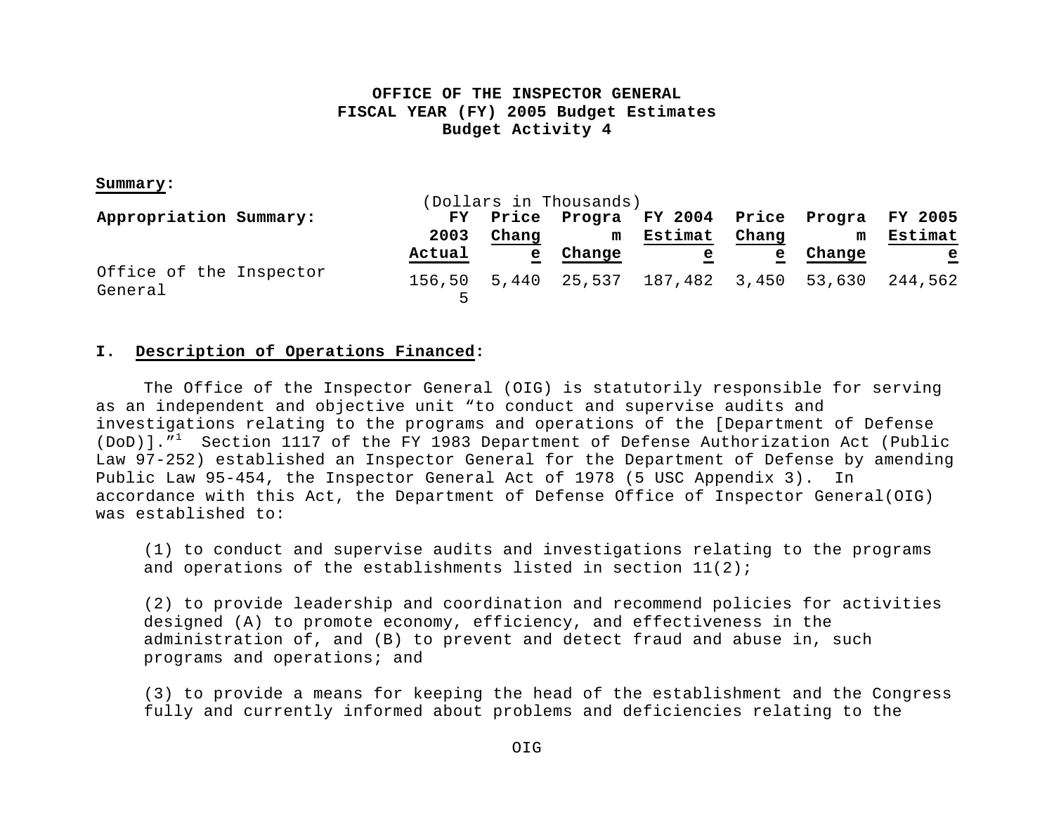**OFFICE OF THE INSPECTOR GENERAL**
**FISCAL YEAR (FY) 2005 Budget Estimates**
**Budget Activity 4**

**Summary:**

(Dollars in Thousands)

| Appropriation Summary: | FY 2003 Actual | Price Change | Program Change | FY 2004 Estimate | Price Change | Program Change | FY 2005 Estimate |
|---|---|---|---|---|---|---|---|
| Office of the Inspector General | 156,505 | 5,440 | 25,537 | 187,482 | 3,450 | 53,630 | 244,562 |

**I. Description of Operations Financed:**

The Office of the Inspector General (OIG) is statutorily responsible for serving as an independent and objective unit "to conduct and supervise audits and investigations relating to the programs and operations of the [Department of Defense (DoD)]."[1] Section 1117 of the FY 1983 Department of Defense Authorization Act (Public Law 97-252) established an Inspector General for the Department of Defense by amending Public Law 95-454, the Inspector General Act of 1978 (5 USC Appendix 3). In accordance with this Act, the Department of Defense Office of Inspector General(OIG) was established to:

(1) to conduct and supervise audits and investigations relating to the programs and operations of the establishments listed in section 11(2);

(2) to provide leadership and coordination and recommend policies for activities designed (A) to promote economy, efficiency, and effectiveness in the administration of, and (B) to prevent and detect fraud and abuse in, such programs and operations; and

(3) to provide a means for keeping the head of the establishment and the Congress fully and currently informed about problems and deficiencies relating to the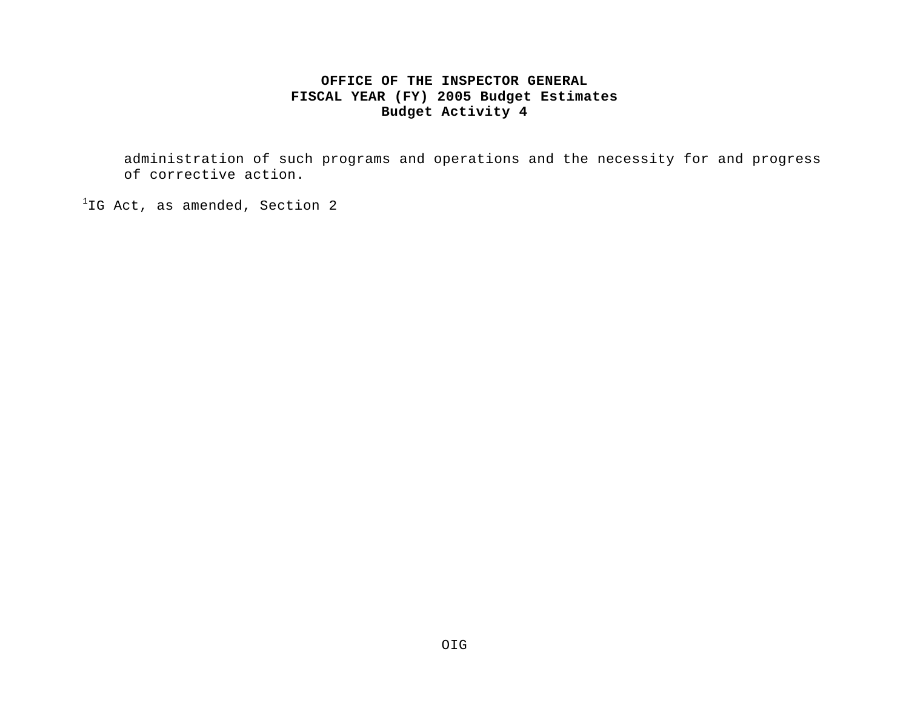administration of such programs and operations and the necessity for and progress of corrective action.

[1]IG Act, as amended, Section 2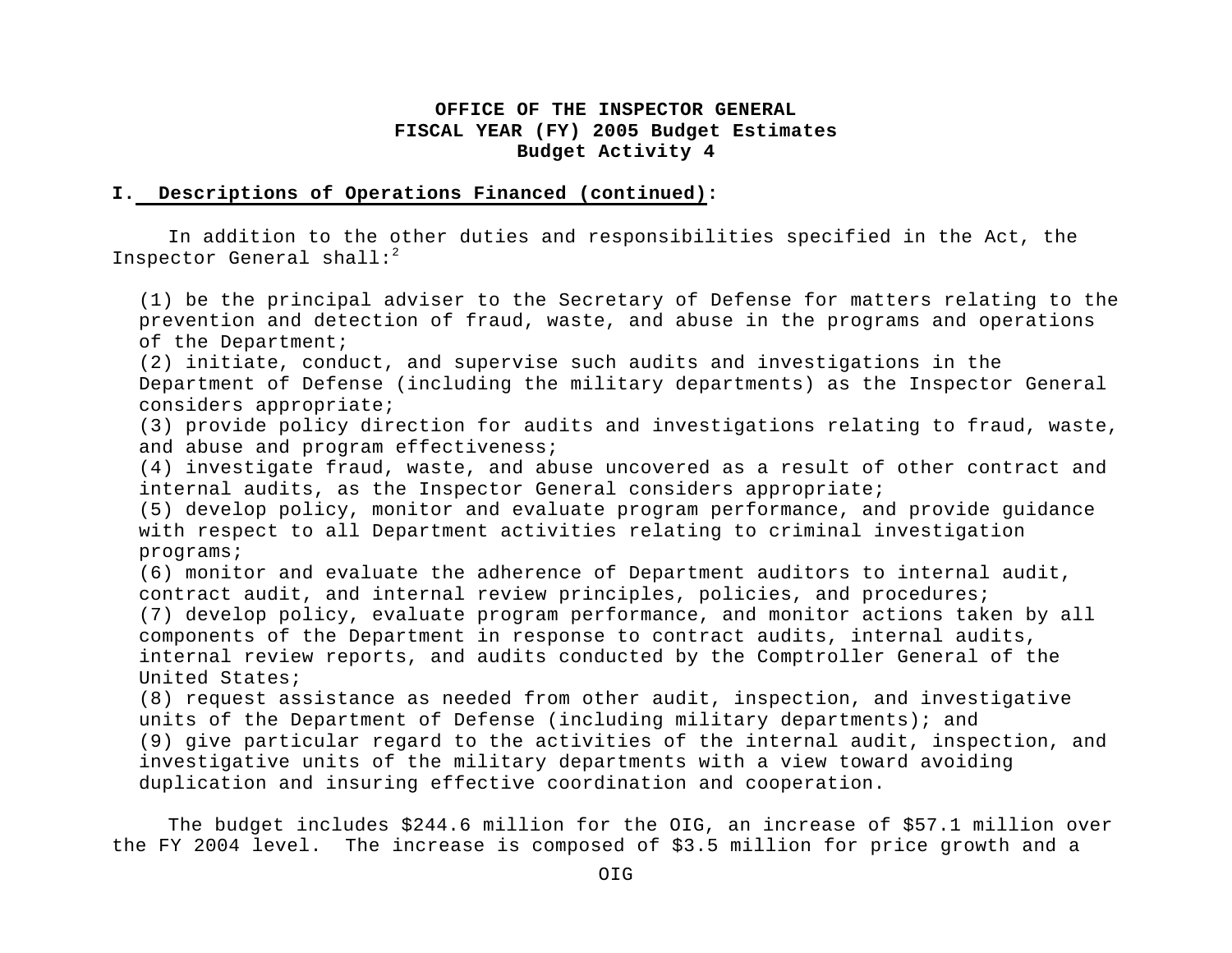**OFFICE OF THE INSPECTOR GENERAL**
**FISCAL YEAR (FY) 2005 Budget Estimates**
**Budget Activity 4**

**I. Descriptions of Operations Financed (continued):**

In addition to the other duties and responsibilities specified in the Act, the Inspector General shall:[2]

(1) be the principal adviser to the Secretary of Defense for matters relating to the prevention and detection of fraud, waste, and abuse in the programs and operations of the Department;
(2) initiate, conduct, and supervise such audits and investigations in the Department of Defense (including the military departments) as the Inspector General considers appropriate;
(3) provide policy direction for audits and investigations relating to fraud, waste, and abuse and program effectiveness;
(4) investigate fraud, waste, and abuse uncovered as a result of other contract and internal audits, as the Inspector General considers appropriate;
(5) develop policy, monitor and evaluate program performance, and provide guidance with respect to all Department activities relating to criminal investigation programs;
(6) monitor and evaluate the adherence of Department auditors to internal audit, contract audit, and internal review principles, policies, and procedures;
(7) develop policy, evaluate program performance, and monitor actions taken by all components of the Department in response to contract audits, internal audits, internal review reports, and audits conducted by the Comptroller General of the United States;
(8) request assistance as needed from other audit, inspection, and investigative units of the Department of Defense (including military departments); and
(9) give particular regard to the activities of the internal audit, inspection, and investigative units of the military departments with a view toward avoiding duplication and insuring effective coordination and cooperation.

The budget includes $244.6 million for the OIG, an increase of $57.1 million over the FY 2004 level. The increase is composed of $3.5 million for price growth and a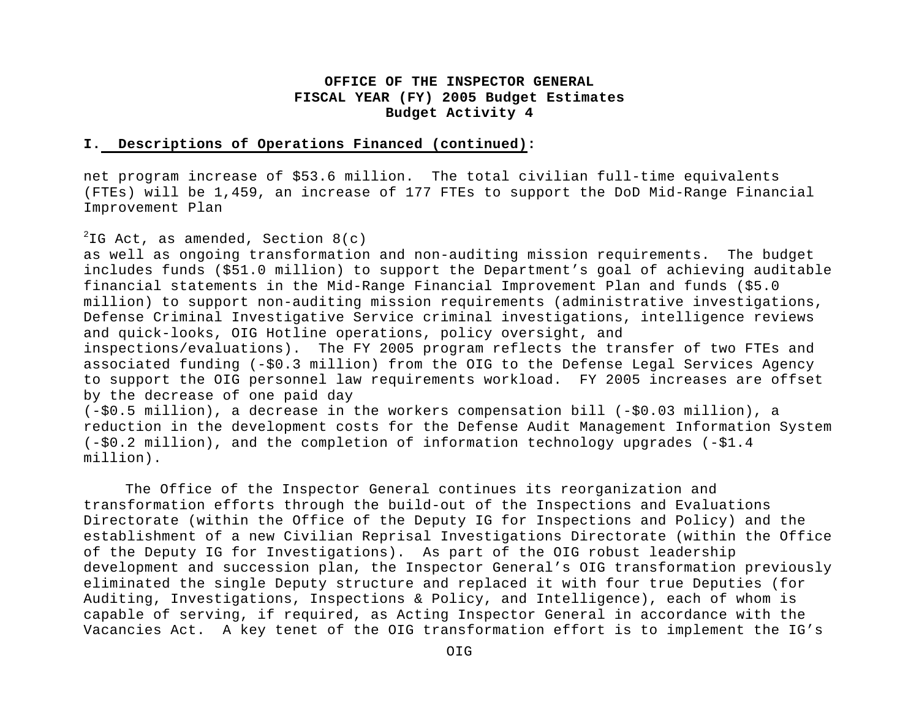**OFFICE OF THE INSPECTOR GENERAL**
**FISCAL YEAR (FY) 2005 Budget Estimates**
**Budget Activity 4**

**I. Descriptions of Operations Financed (continued):**

net program increase of $53.6 million. The total civilian full-time equivalents (FTEs) will be 1,459, an increase of 177 FTEs to support the DoD Mid-Range Financial Improvement Plan

[2]IG Act, as amended, Section 8(c)

as well as ongoing transformation and non-auditing mission requirements. The budget includes funds ($51.0 million) to support the Department's goal of achieving auditable financial statements in the Mid-Range Financial Improvement Plan and funds ($5.0 million) to support non-auditing mission requirements (administrative investigations, Defense Criminal Investigative Service criminal investigations, intelligence reviews and quick-looks, OIG Hotline operations, policy oversight, and inspections/evaluations). The FY 2005 program reflects the transfer of two FTEs and associated funding (-$0.3 million) from the OIG to the Defense Legal Services Agency to support the OIG personnel law requirements workload. FY 2005 increases are offset by the decrease of one paid day (-$0.5 million), a decrease in the workers compensation bill (-$0.03 million), a reduction in the development costs for the Defense Audit Management Information System (-$0.2 million), and the completion of information technology upgrades (-$1.4 million).

The Office of the Inspector General continues its reorganization and transformation efforts through the build-out of the Inspections and Evaluations Directorate (within the Office of the Deputy IG for Inspections and Policy) and the establishment of a new Civilian Reprisal Investigations Directorate (within the Office of the Deputy IG for Investigations). As part of the OIG robust leadership development and succession plan, the Inspector General's OIG transformation previously eliminated the single Deputy structure and replaced it with four true Deputies (for Auditing, Investigations, Inspections & Policy, and Intelligence), each of whom is capable of serving, if required, as Acting Inspector General in accordance with the Vacancies Act. A key tenet of the OIG transformation effort is to implement the IG's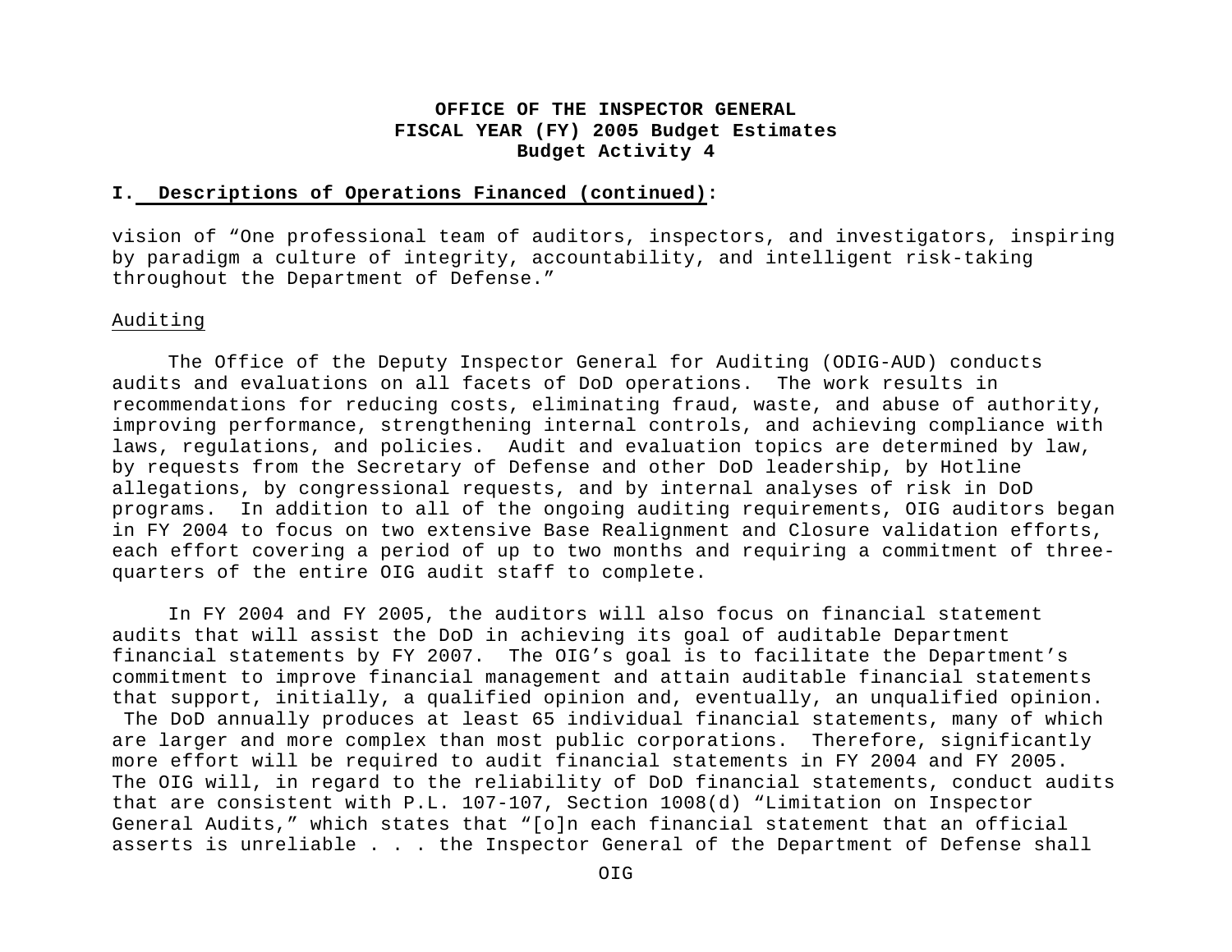**OFFICE OF THE INSPECTOR GENERAL**
**FISCAL YEAR (FY) 2005 Budget Estimates**
**Budget Activity 4**

**I. Descriptions of Operations Financed (continued):**

vision of "One professional team of auditors, inspectors, and investigators, inspiring by paradigm a culture of integrity, accountability, and intelligent risk-taking throughout the Department of Defense."

Auditing

The Office of the Deputy Inspector General for Auditing (ODIG-AUD) conducts audits and evaluations on all facets of DoD operations. The work results in recommendations for reducing costs, eliminating fraud, waste, and abuse of authority, improving performance, strengthening internal controls, and achieving compliance with laws, regulations, and policies. Audit and evaluation topics are determined by law, by requests from the Secretary of Defense and other DoD leadership, by Hotline allegations, by congressional requests, and by internal analyses of risk in DoD programs. In addition to all of the ongoing auditing requirements, OIG auditors began in FY 2004 to focus on two extensive Base Realignment and Closure validation efforts, each effort covering a period of up to two months and requiring a commitment of three-quarters of the entire OIG audit staff to complete.

In FY 2004 and FY 2005, the auditors will also focus on financial statement audits that will assist the DoD in achieving its goal of auditable Department financial statements by FY 2007. The OIG's goal is to facilitate the Department's commitment to improve financial management and attain auditable financial statements that support, initially, a qualified opinion and, eventually, an unqualified opinion. The DoD annually produces at least 65 individual financial statements, many of which are larger and more complex than most public corporations. Therefore, significantly more effort will be required to audit financial statements in FY 2004 and FY 2005. The OIG will, in regard to the reliability of DoD financial statements, conduct audits that are consistent with P.L. 107-107, Section 1008(d) "Limitation on Inspector General Audits," which states that "[o]n each financial statement that an official asserts is unreliable . . . the Inspector General of the Department of Defense shall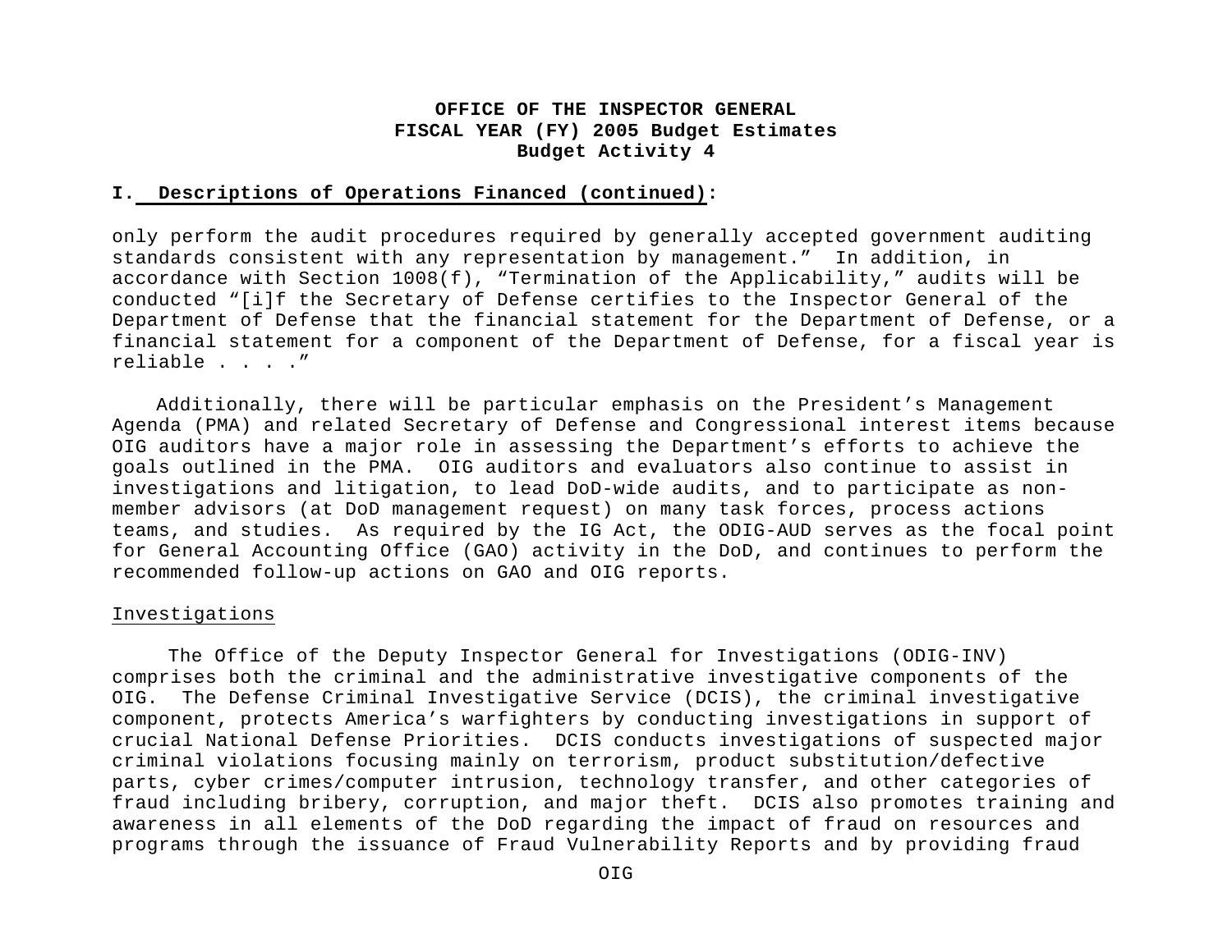## I. Descriptions of Operations Financed (continued):

only perform the audit procedures required by generally accepted government auditing standards consistent with any representation by management." In addition, in accordance with Section 1008(f), "Termination of the Applicability," audits will be conducted "[i]f the Secretary of Defense certifies to the Inspector General of the Department of Defense that the financial statement for the Department of Defense, or a financial statement for a component of the Department of Defense, for a fiscal year is reliable . . . ."

Additionally, there will be particular emphasis on the President's Management Agenda (PMA) and related Secretary of Defense and Congressional interest items because OIG auditors have a major role in assessing the Department's efforts to achieve the goals outlined in the PMA. OIG auditors and evaluators also continue to assist in investigations and litigation, to lead DoD-wide audits, and to participate as non-member advisors (at DoD management request) on many task forces, process actions teams, and studies. As required by the IG Act, the ODIG-AUD serves as the focal point for General Accounting Office (GAO) activity in the DoD, and continues to perform the recommended follow-up actions on GAO and OIG reports.

Investigations

The Office of the Deputy Inspector General for Investigations (ODIG-INV) comprises both the criminal and the administrative investigative components of the OIG. The Defense Criminal Investigative Service (DCIS), the criminal investigative component, protects America's warfighters by conducting investigations in support of crucial National Defense Priorities. DCIS conducts investigations of suspected major criminal violations focusing mainly on terrorism, product substitution/defective parts, cyber crimes/computer intrusion, technology transfer, and other categories of fraud including bribery, corruption, and major theft. DCIS also promotes training and awareness in all elements of the DoD regarding the impact of fraud on resources and programs through the issuance of Fraud Vulnerability Reports and by providing fraud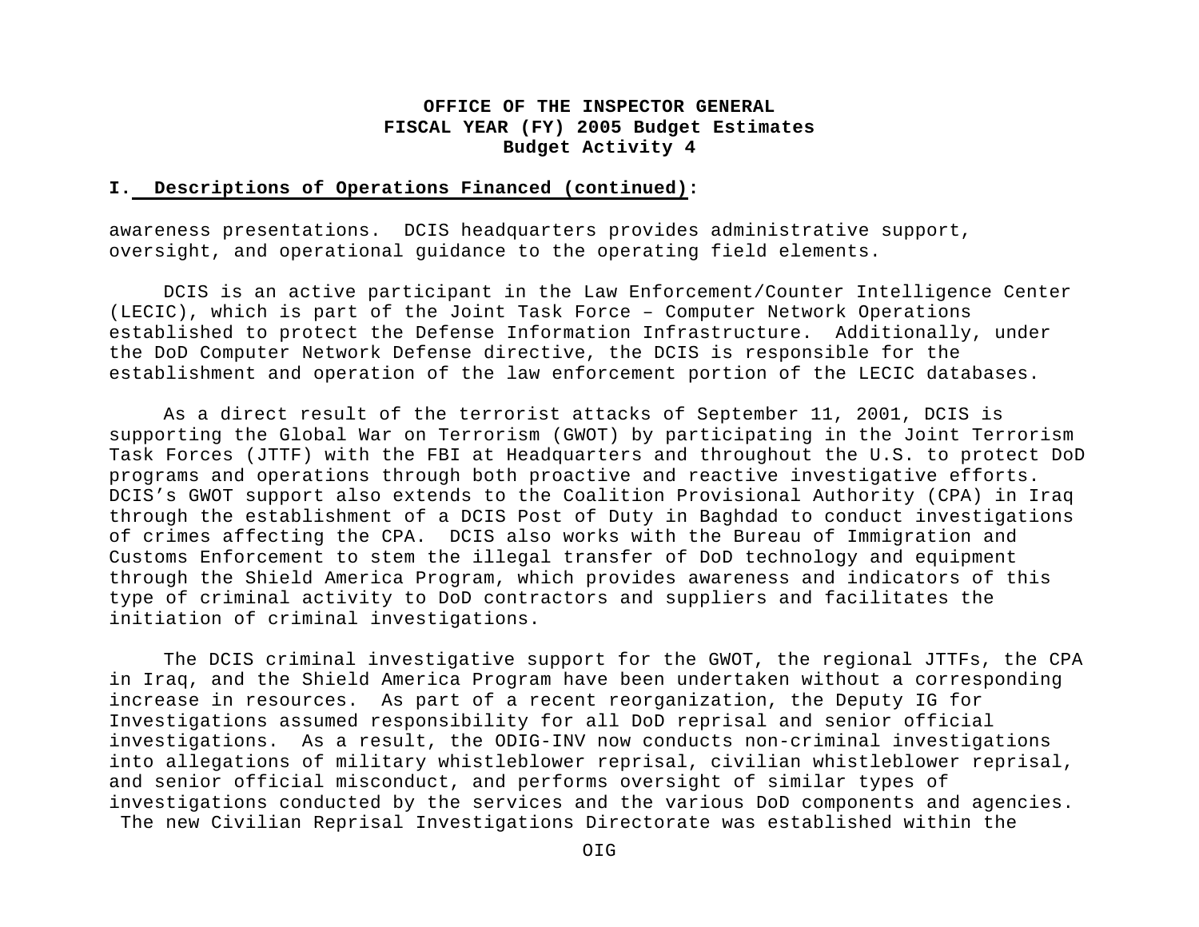**OFFICE OF THE INSPECTOR GENERAL**
**FISCAL YEAR (FY) 2005 Budget Estimates**
**Budget Activity 4**

**I. Descriptions of Operations Financed (continued):**

awareness presentations. DCIS headquarters provides administrative support, oversight, and operational guidance to the operating field elements.

DCIS is an active participant in the Law Enforcement/Counter Intelligence Center (LECIC), which is part of the Joint Task Force – Computer Network Operations established to protect the Defense Information Infrastructure. Additionally, under the DoD Computer Network Defense directive, the DCIS is responsible for the establishment and operation of the law enforcement portion of the LECIC databases.

As a direct result of the terrorist attacks of September 11, 2001, DCIS is supporting the Global War on Terrorism (GWOT) by participating in the Joint Terrorism Task Forces (JTTF) with the FBI at Headquarters and throughout the U.S. to protect DoD programs and operations through both proactive and reactive investigative efforts. DCIS's GWOT support also extends to the Coalition Provisional Authority (CPA) in Iraq through the establishment of a DCIS Post of Duty in Baghdad to conduct investigations of crimes affecting the CPA. DCIS also works with the Bureau of Immigration and Customs Enforcement to stem the illegal transfer of DoD technology and equipment through the Shield America Program, which provides awareness and indicators of this type of criminal activity to DoD contractors and suppliers and facilitates the initiation of criminal investigations.

The DCIS criminal investigative support for the GWOT, the regional JTTFs, the CPA in Iraq, and the Shield America Program have been undertaken without a corresponding increase in resources. As part of a recent reorganization, the Deputy IG for Investigations assumed responsibility for all DoD reprisal and senior official investigations. As a result, the ODIG-INV now conducts non-criminal investigations into allegations of military whistleblower reprisal, civilian whistleblower reprisal, and senior official misconduct, and performs oversight of similar types of investigations conducted by the services and the various DoD components and agencies. The new Civilian Reprisal Investigations Directorate was established within the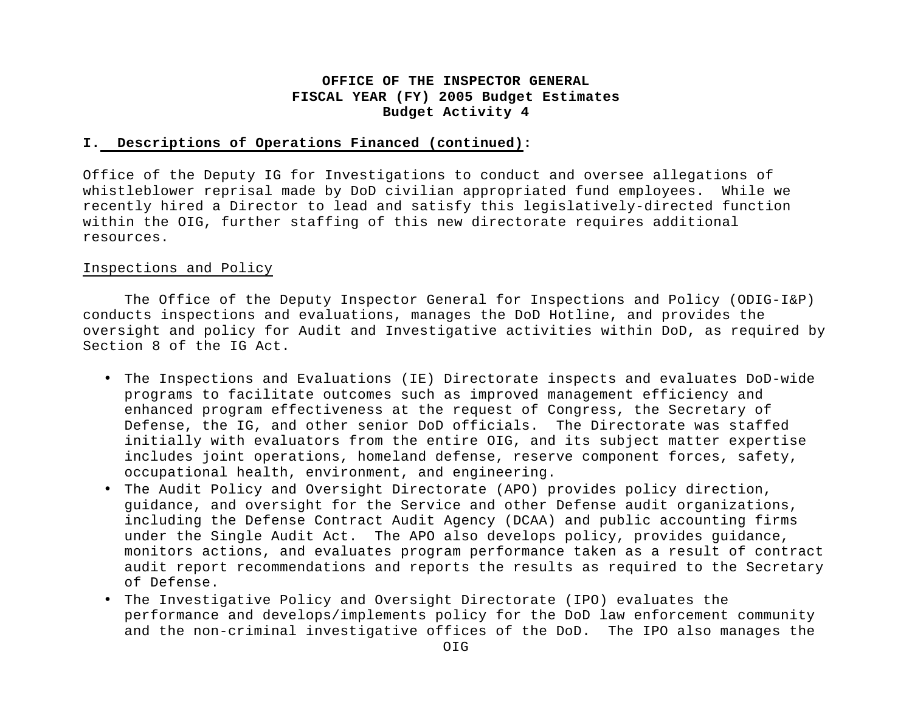**OFFICE OF THE INSPECTOR GENERAL**
**FISCAL YEAR (FY) 2005 Budget Estimates**
**Budget Activity 4**

## I. Descriptions of Operations Financed (continued):

Office of the Deputy IG for Investigations to conduct and oversee allegations of whistleblower reprisal made by DoD civilian appropriated fund employees. While we recently hired a Director to lead and satisfy this legislatively-directed function within the OIG, further staffing of this new directorate requires additional resources.

Inspections and Policy

The Office of the Deputy Inspector General for Inspections and Policy (ODIG-I&P) conducts inspections and evaluations, manages the DoD Hotline, and provides the oversight and policy for Audit and Investigative activities within DoD, as required by Section 8 of the IG Act.

- The Inspections and Evaluations (IE) Directorate inspects and evaluates DoD-wide programs to facilitate outcomes such as improved management efficiency and enhanced program effectiveness at the request of Congress, the Secretary of Defense, the IG, and other senior DoD officials. The Directorate was staffed initially with evaluators from the entire OIG, and its subject matter expertise includes joint operations, homeland defense, reserve component forces, safety, occupational health, environment, and engineering.
- The Audit Policy and Oversight Directorate (APO) provides policy direction, guidance, and oversight for the Service and other Defense audit organizations, including the Defense Contract Audit Agency (DCAA) and public accounting firms under the Single Audit Act. The APO also develops policy, provides guidance, monitors actions, and evaluates program performance taken as a result of contract audit report recommendations and reports the results as required to the Secretary of Defense.
- The Investigative Policy and Oversight Directorate (IPO) evaluates the performance and develops/implements policy for the DoD law enforcement community and the non-criminal investigative offices of the DoD. The IPO also manages the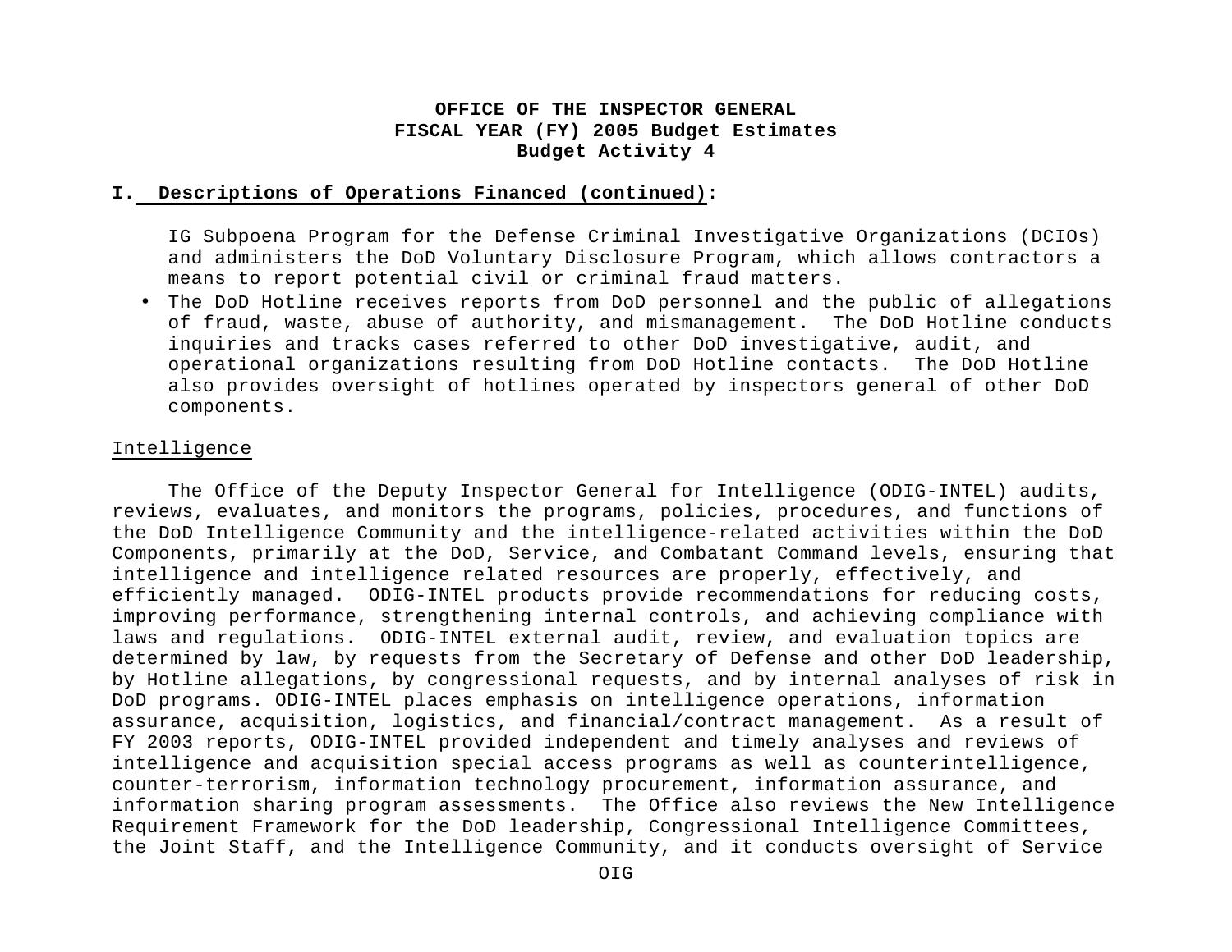## I. Descriptions of Operations Financed (continued):

IG Subpoena Program for the Defense Criminal Investigative Organizations (DCIOs) and administers the DoD Voluntary Disclosure Program, which allows contractors a means to report potential civil or criminal fraud matters.

- The DoD Hotline receives reports from DoD personnel and the public of allegations of fraud, waste, abuse of authority, and mismanagement. The DoD Hotline conducts inquiries and tracks cases referred to other DoD investigative, audit, and operational organizations resulting from DoD Hotline contacts. The DoD Hotline also provides oversight of hotlines operated by inspectors general of other DoD components.

Intelligence

The Office of the Deputy Inspector General for Intelligence (ODIG-INTEL) audits, reviews, evaluates, and monitors the programs, policies, procedures, and functions of the DoD Intelligence Community and the intelligence-related activities within the DoD Components, primarily at the DoD, Service, and Combatant Command levels, ensuring that intelligence and intelligence related resources are properly, effectively, and efficiently managed. ODIG-INTEL products provide recommendations for reducing costs, improving performance, strengthening internal controls, and achieving compliance with laws and regulations. ODIG-INTEL external audit, review, and evaluation topics are determined by law, by requests from the Secretary of Defense and other DoD leadership, by Hotline allegations, by congressional requests, and by internal analyses of risk in DoD programs. ODIG-INTEL places emphasis on intelligence operations, information assurance, acquisition, logistics, and financial/contract management. As a result of FY 2003 reports, ODIG-INTEL provided independent and timely analyses and reviews of intelligence and acquisition special access programs as well as counterintelligence, counter-terrorism, information technology procurement, information assurance, and information sharing program assessments. The Office also reviews the New Intelligence Requirement Framework for the DoD leadership, Congressional Intelligence Committees, the Joint Staff, and the Intelligence Community, and it conducts oversight of Service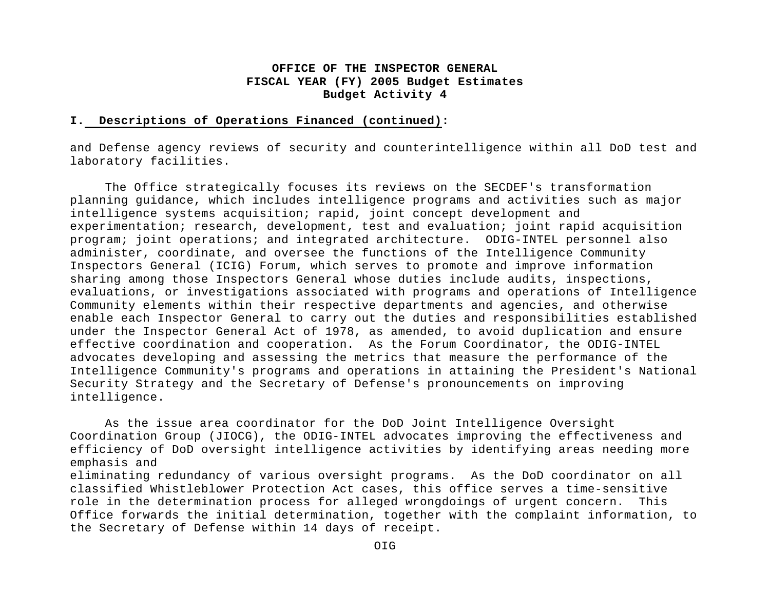**OFFICE OF THE INSPECTOR GENERAL**
**FISCAL YEAR (FY) 2005 Budget Estimates**
**Budget Activity 4**

**I. Descriptions of Operations Financed (continued):**

and Defense agency reviews of security and counterintelligence within all DoD test and laboratory facilities.

The Office strategically focuses its reviews on the SECDEF's transformation planning guidance, which includes intelligence programs and activities such as major intelligence systems acquisition; rapid, joint concept development and experimentation; research, development, test and evaluation; joint rapid acquisition program; joint operations; and integrated architecture. ODIG-INTEL personnel also administer, coordinate, and oversee the functions of the Intelligence Community Inspectors General (ICIG) Forum, which serves to promote and improve information sharing among those Inspectors General whose duties include audits, inspections, evaluations, or investigations associated with programs and operations of Intelligence Community elements within their respective departments and agencies, and otherwise enable each Inspector General to carry out the duties and responsibilities established under the Inspector General Act of 1978, as amended, to avoid duplication and ensure effective coordination and cooperation. As the Forum Coordinator, the ODIG-INTEL advocates developing and assessing the metrics that measure the performance of the Intelligence Community's programs and operations in attaining the President's National Security Strategy and the Secretary of Defense's pronouncements on improving intelligence.

As the issue area coordinator for the DoD Joint Intelligence Oversight Coordination Group (JIOCG), the ODIG-INTEL advocates improving the effectiveness and efficiency of DoD oversight intelligence activities by identifying areas needing more emphasis and eliminating redundancy of various oversight programs. As the DoD coordinator on all classified Whistleblower Protection Act cases, this office serves a time-sensitive role in the determination process for alleged wrongdoings of urgent concern. This Office forwards the initial determination, together with the complaint information, to the Secretary of Defense within 14 days of receipt.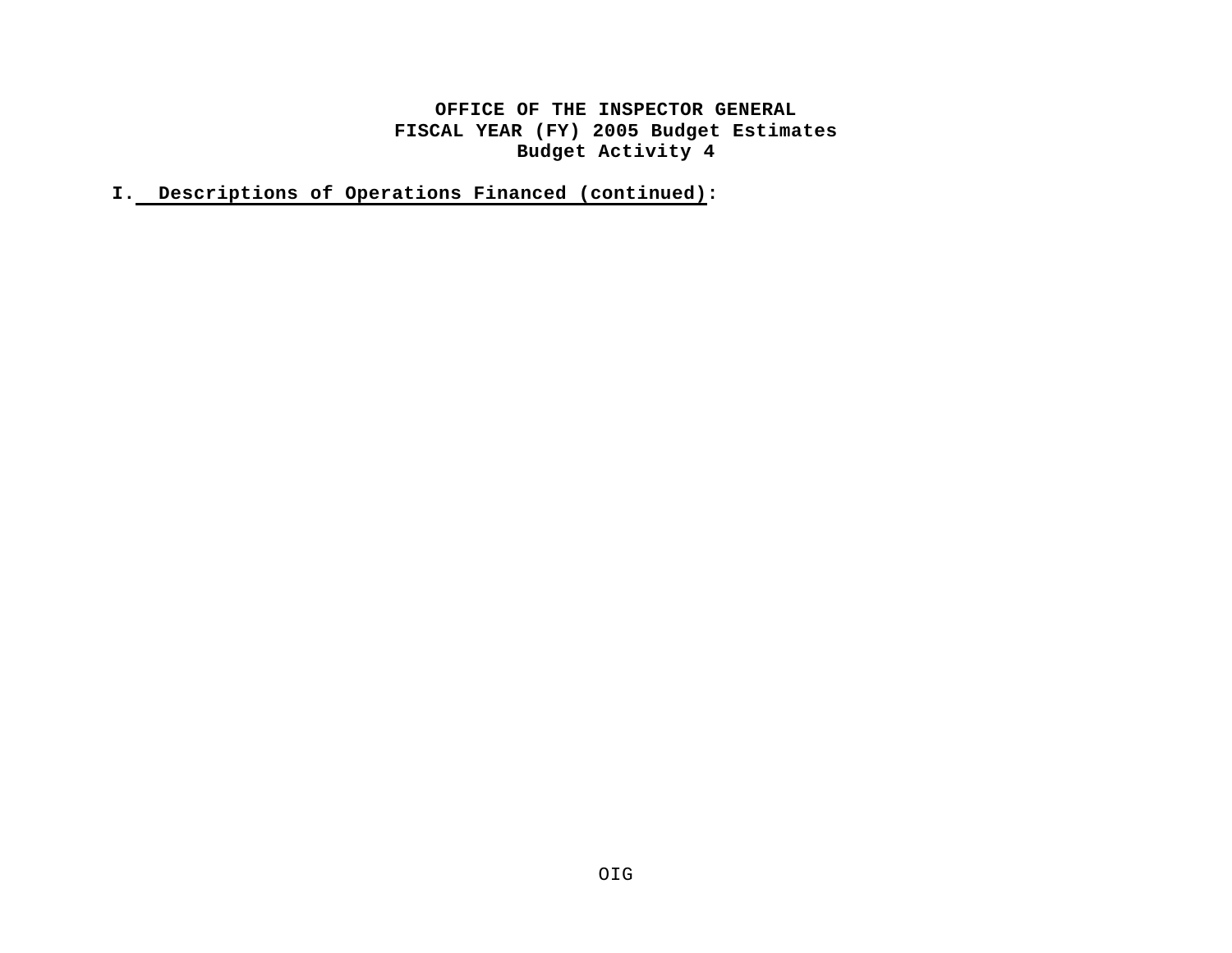**OFFICE OF THE INSPECTOR GENERAL**
**FISCAL YEAR (FY) 2005 Budget Estimates**
**Budget Activity 4**

**I. Descriptions of Operations Financed (continued):**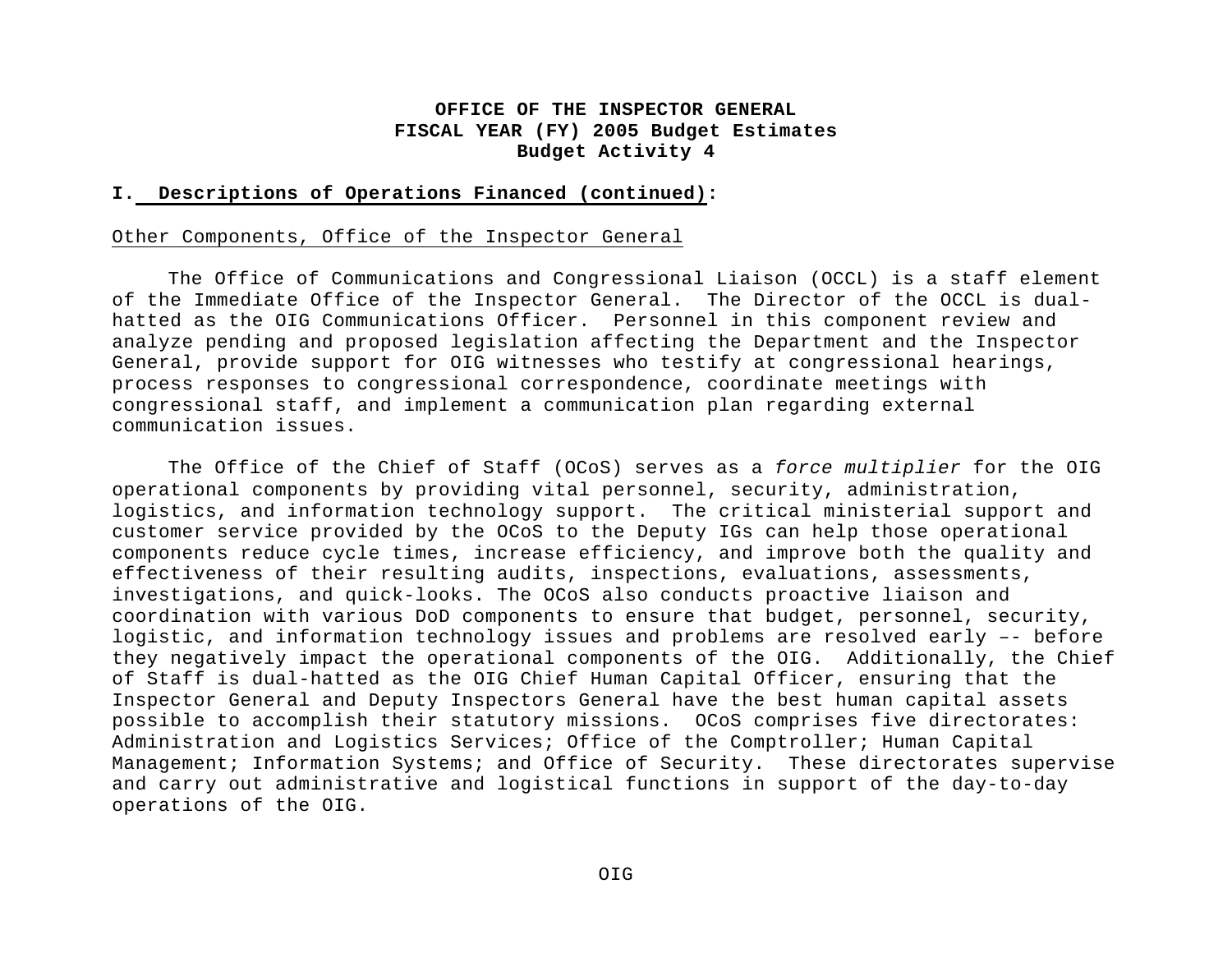**OFFICE OF THE INSPECTOR GENERAL**
**FISCAL YEAR (FY) 2005 Budget Estimates**
**Budget Activity 4**

## I. Descriptions of Operations Financed (continued):

Other Components, Office of the Inspector General

The Office of Communications and Congressional Liaison (OCCL) is a staff element of the Immediate Office of the Inspector General. The Director of the OCCL is dual-hatted as the OIG Communications Officer. Personnel in this component review and analyze pending and proposed legislation affecting the Department and the Inspector General, provide support for OIG witnesses who testify at congressional hearings, process responses to congressional correspondence, coordinate meetings with congressional staff, and implement a communication plan regarding external communication issues.

The Office of the Chief of Staff (OCoS) serves as a *force multiplier* for the OIG operational components by providing vital personnel, security, administration, logistics, and information technology support. The critical ministerial support and customer service provided by the OCoS to the Deputy IGs can help those operational components reduce cycle times, increase efficiency, and improve both the quality and effectiveness of their resulting audits, inspections, evaluations, assessments, investigations, and quick-looks. The OCoS also conducts proactive liaison and coordination with various DoD components to ensure that budget, personnel, security, logistic, and information technology issues and problems are resolved early –- before they negatively impact the operational components of the OIG. Additionally, the Chief of Staff is dual-hatted as the OIG Chief Human Capital Officer, ensuring that the Inspector General and Deputy Inspectors General have the best human capital assets possible to accomplish their statutory missions. OCoS comprises five directorates: Administration and Logistics Services; Office of the Comptroller; Human Capital Management; Information Systems; and Office of Security. These directorates supervise and carry out administrative and logistical functions in support of the day-to-day operations of the OIG.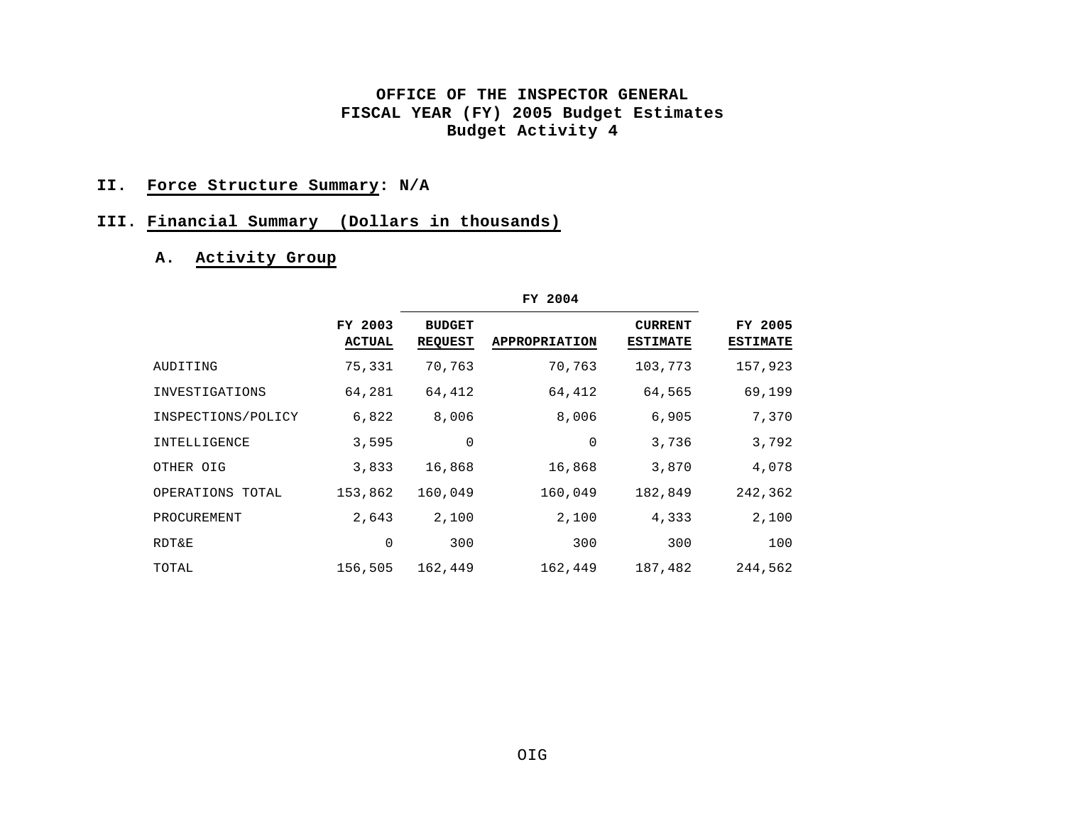**OFFICE OF THE INSPECTOR GENERAL**
**FISCAL YEAR (FY) 2005 Budget Estimates**
**Budget Activity 4**

## II. Force Structure Summary: N/A

## III. Financial Summary (Dollars in thousands)

### A. Activity Group

| | | FY 2004 | | | |
|---|---|---|---|---|---|
| | FY 2003 ACTUAL | BUDGET REQUEST | APPROPRIATION | CURRENT ESTIMATE | FY 2005 ESTIMATE |
| AUDITING | 75,331 | 70,763 | 70,763 | 103,773 | 157,923 |
| INVESTIGATIONS | 64,281 | 64,412 | 64,412 | 64,565 | 69,199 |
| INSPECTIONS/POLICY | 6,822 | 8,006 | 8,006 | 6,905 | 7,370 |
| INTELLIGENCE | 3,595 | 0 | 0 | 3,736 | 3,792 |
| OTHER OIG | 3,833 | 16,868 | 16,868 | 3,870 | 4,078 |
| OPERATIONS TOTAL | 153,862 | 160,049 | 160,049 | 182,849 | 242,362 |
| PROCUREMENT | 2,643 | 2,100 | 2,100 | 4,333 | 2,100 |
| RDT&E | 0 | 300 | 300 | 300 | 100 |
| TOTAL | 156,505 | 162,449 | 162,449 | 187,482 | 244,562 |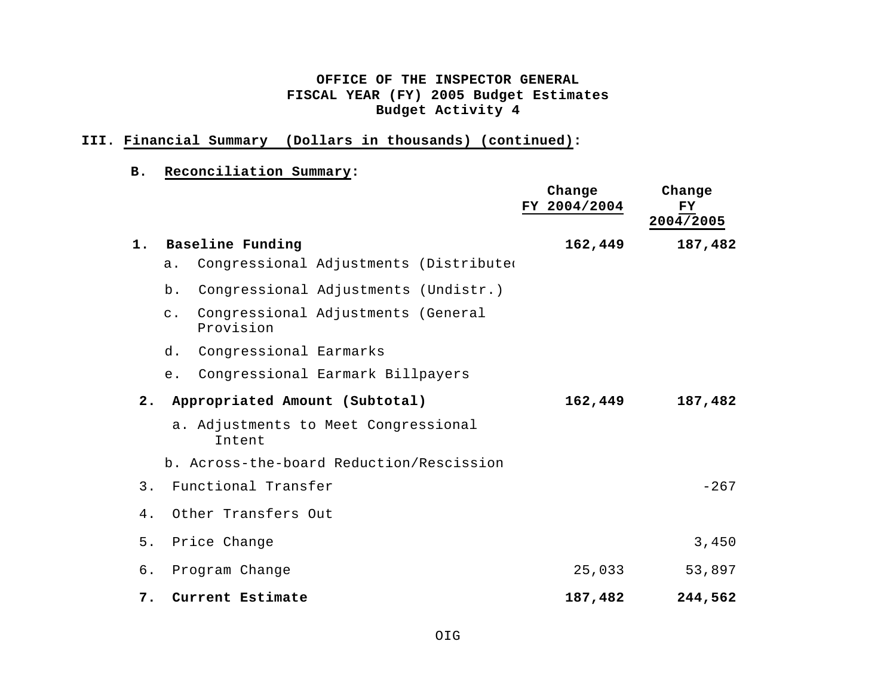**OFFICE OF THE INSPECTOR GENERAL**
**FISCAL YEAR (FY) 2005 Budget Estimates**
**Budget Activity 4**

**III. Financial Summary (Dollars in thousands) (continued):**

**B. Reconciliation Summary:**

| | Change FY 2004/2004 | Change FY 2004/2005 |
|---|---|---|
| **1. Baseline Funding** | **162,449** | **187,482** |
| a. Congressional Adjustments (Distributed | | |
| b. Congressional Adjustments (Undistr.) | | |
| c. Congressional Adjustments (General Provision | | |
| d. Congressional Earmarks | | |
| e. Congressional Earmark Billpayers | | |
| **2. Appropriated Amount (Subtotal)** | **162,449** | **187,482** |
| a. Adjustments to Meet Congressional Intent | | |
| b. Across-the-board Reduction/Rescission | | |
| 3. Functional Transfer | | -267 |
| 4. Other Transfers Out | | |
| 5. Price Change | | 3,450 |
| 6. Program Change | 25,033 | 53,897 |
| **7. Current Estimate** | **187,482** | **244,562** |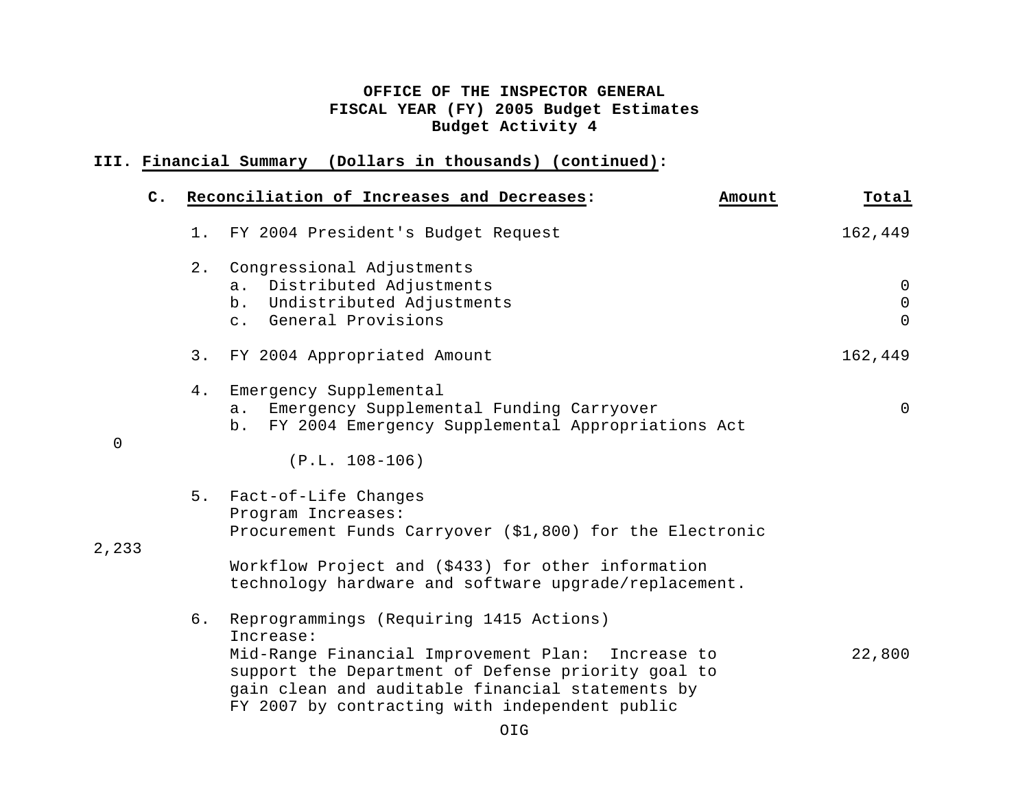**OFFICE OF THE INSPECTOR GENERAL**
**FISCAL YEAR (FY) 2005 Budget Estimates**
**Budget Activity 4**

**III. Financial Summary (Dollars in thousands) (continued):**

| C. Reconciliation of Increases and Decreases: | Amount | Total |
|---|---|---|
| 1. FY 2004 President's Budget Request | | 162,449 |
| 2. Congressional Adjustments | | |
| a. Distributed Adjustments | | 0 |
| b. Undistributed Adjustments | | 0 |
| c. General Provisions | | 0 |
| 3. FY 2004 Appropriated Amount | | 162,449 |
| 4. Emergency Supplemental | | |
| a. Emergency Supplemental Funding Carryover | | 0 |
| b. FY 2004 Emergency Supplemental Appropriations Act (P.L. 108-106) | | 0 |
| 5. Fact-of-Life Changes<br>Program Increases:<br>Procurement Funds Carryover ($1,800) for the Electronic Workflow Project and ($433) for other information technology hardware and software upgrade/replacement. | | 2,233 |
| 6. Reprogrammings (Requiring 1415 Actions)<br>Increase:<br>Mid-Range Financial Improvement Plan: Increase to support the Department of Defense priority goal to gain clean and auditable financial statements by FY 2007 by contracting with independent public | | 22,800 |

OIG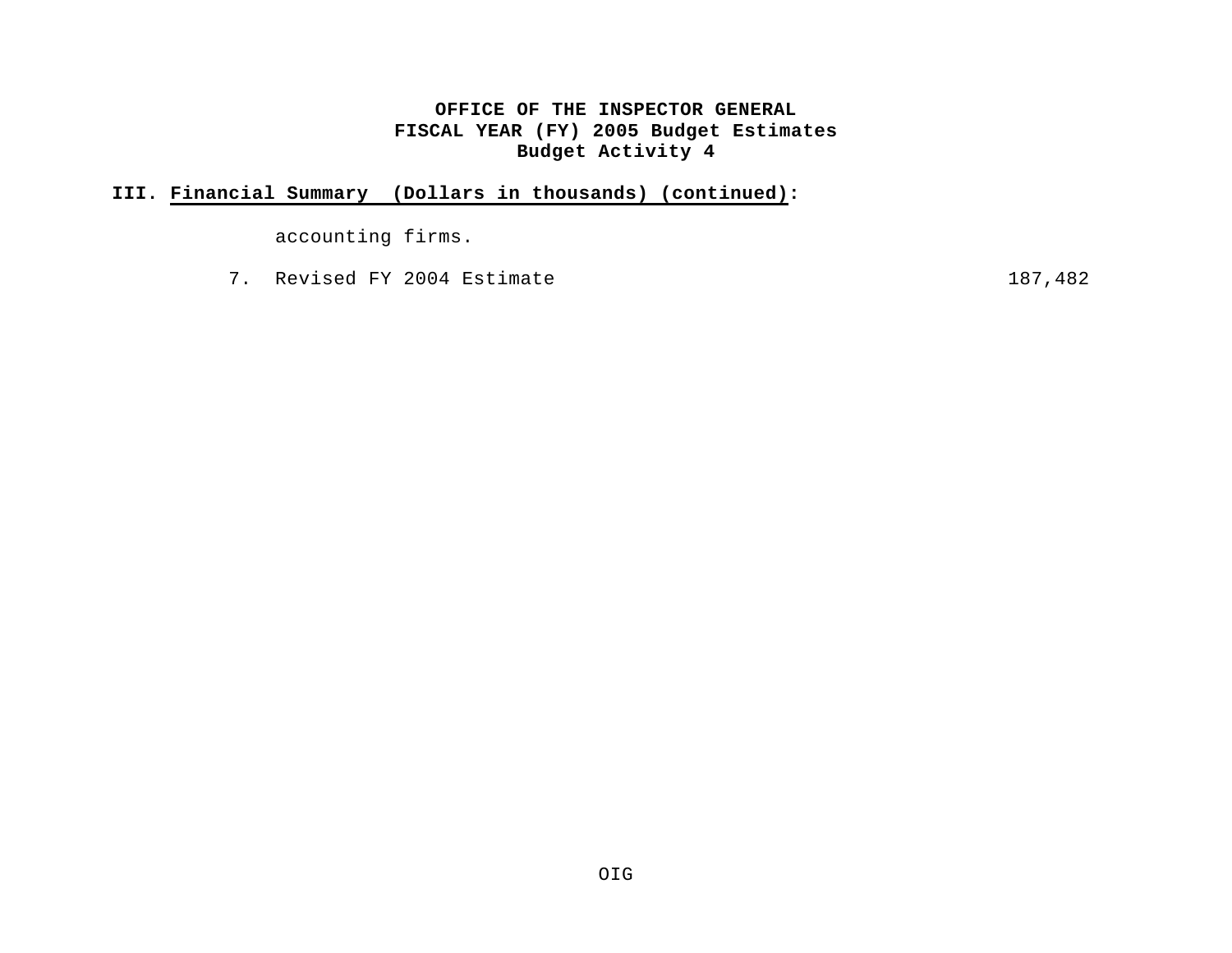**OFFICE OF THE INSPECTOR GENERAL**
**FISCAL YEAR (FY) 2005 Budget Estimates**
**Budget Activity 4**

**III. Financial Summary (Dollars in thousands) (continued):**

accounting firms.

7. Revised FY 2004 Estimate 187,482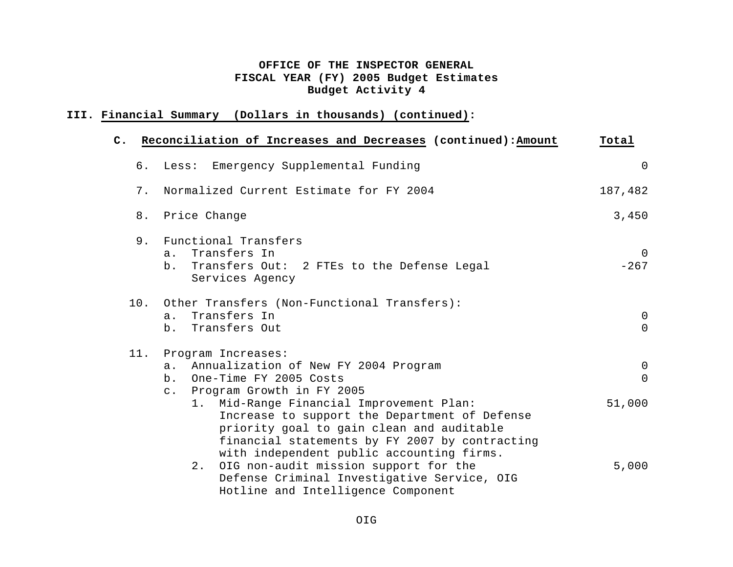**OFFICE OF THE INSPECTOR GENERAL**
**FISCAL YEAR (FY) 2005 Budget Estimates**
**Budget Activity 4**

**III. Financial Summary (Dollars in thousands) (continued):**

| C. Reconciliation of Increases and Decreases (continued): | Amount | Total |
|---|---|---|
| 6. Less: Emergency Supplemental Funding | | 0 |
| 7. Normalized Current Estimate for FY 2004 | | 187,482 |
| 8. Price Change | | 3,450 |
| 9. Functional Transfers | | |
| a. Transfers In | | 0 |
| b. Transfers Out: 2 FTEs to the Defense Legal Services Agency | | -267 |
| 10. Other Transfers (Non-Functional Transfers): | | |
| a. Transfers In | | 0 |
| b. Transfers Out | | 0 |
| 11. Program Increases: | | |
| a. Annualization of New FY 2004 Program | | 0 |
| b. One-Time FY 2005 Costs | | 0 |
| c. Program Growth in FY 2005 | | |
| 1. Mid-Range Financial Improvement Plan: Increase to support the Department of Defense priority goal to gain clean and auditable financial statements by FY 2007 by contracting with independent public accounting firms. | | 51,000 |
| 2. OIG non-audit mission support for the Defense Criminal Investigative Service, OIG Hotline and Intelligence Component | | 5,000 |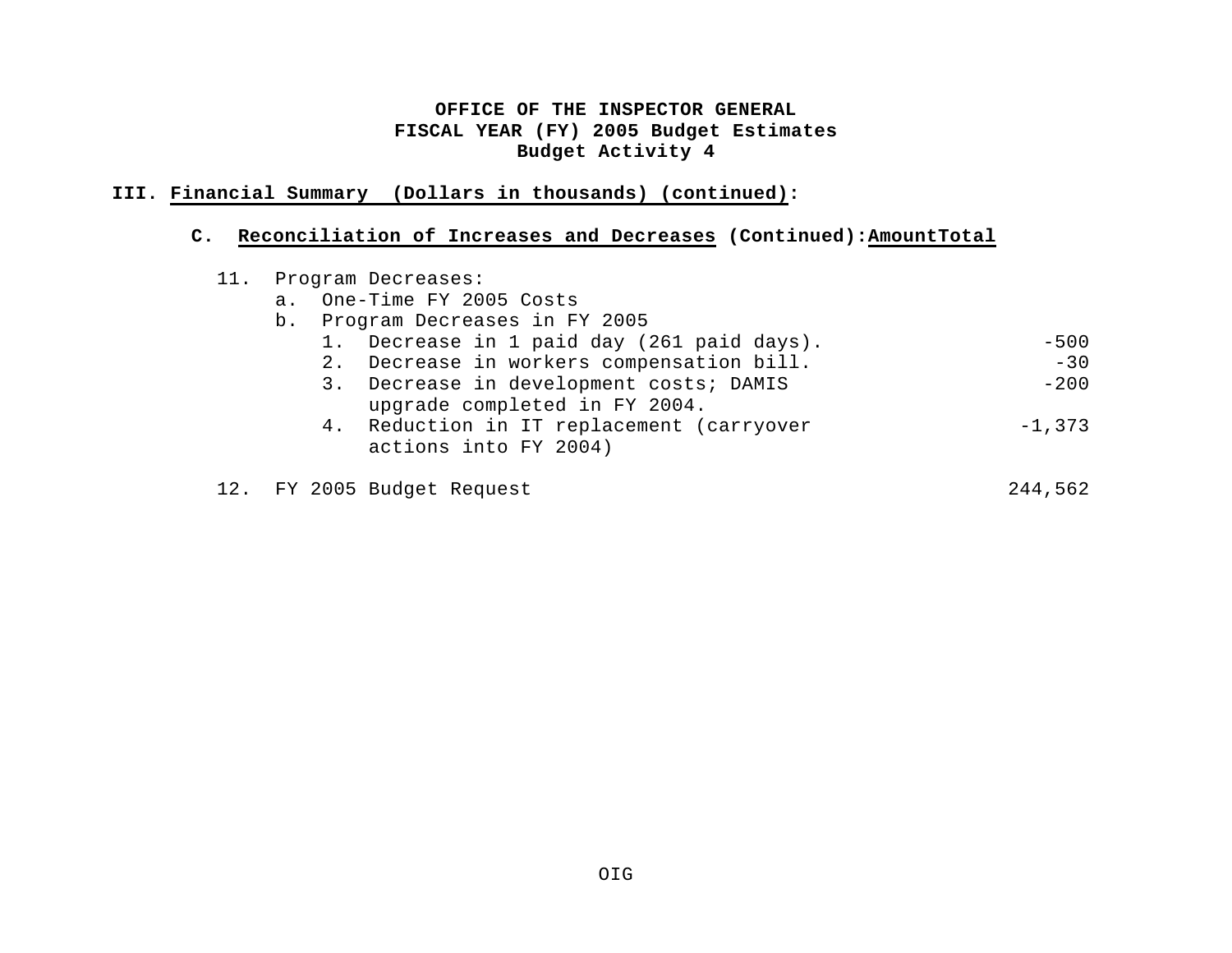**OFFICE OF THE INSPECTOR GENERAL**
**FISCAL YEAR (FY) 2005 Budget Estimates**
**Budget Activity 4**

**III. Financial Summary (Dollars in thousands) (continued):**

**C. Reconciliation of Increases and Decreases (Continued):**

| | Amount | Total |
|---|---|---|
| 11. Program Decreases: | | |
| a. One-Time FY 2005 Costs | | |
| b. Program Decreases in FY 2005 | | |
| 1. Decrease in 1 paid day (261 paid days). | | -500 |
| 2. Decrease in workers compensation bill. | | -30 |
| 3. Decrease in development costs; DAMIS upgrade completed in FY 2004. | | -200 |
| 4. Reduction in IT replacement (carryover actions into FY 2004) | | -1,373 |
| 12. FY 2005 Budget Request | | 244,562 |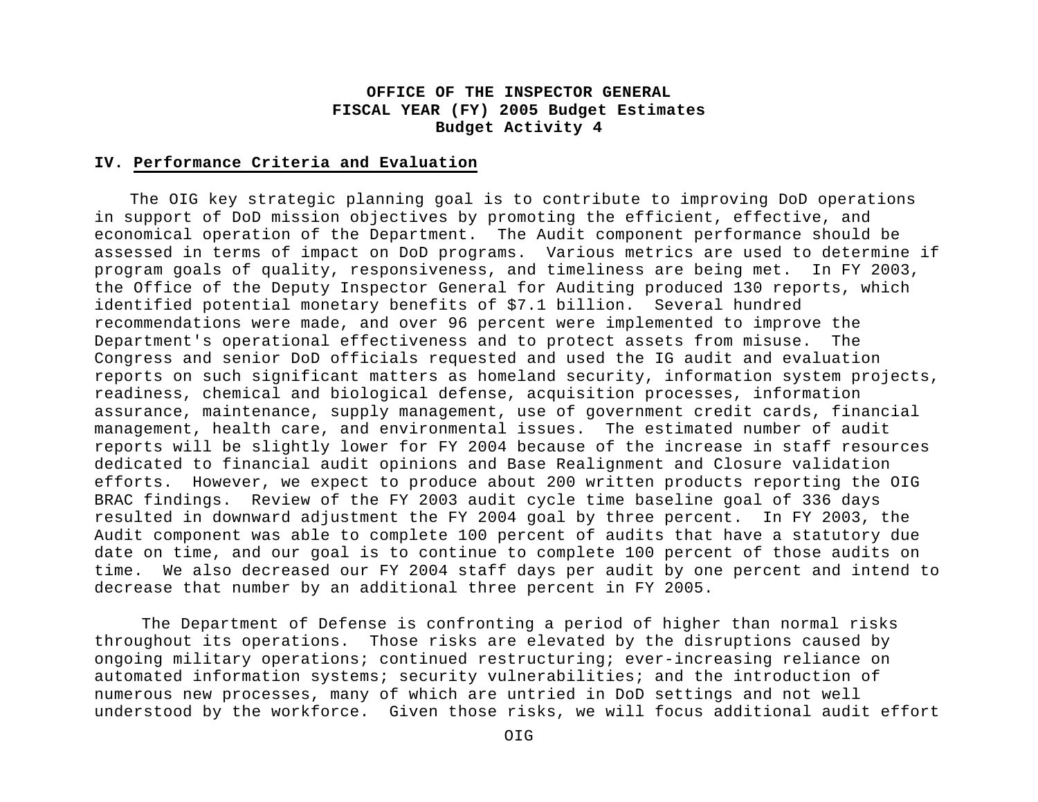**OFFICE OF THE INSPECTOR GENERAL**
**FISCAL YEAR (FY) 2005 Budget Estimates**
**Budget Activity 4**

## IV. Performance Criteria and Evaluation

The OIG key strategic planning goal is to contribute to improving DoD operations in support of DoD mission objectives by promoting the efficient, effective, and economical operation of the Department. The Audit component performance should be assessed in terms of impact on DoD programs. Various metrics are used to determine if program goals of quality, responsiveness, and timeliness are being met. In FY 2003, the Office of the Deputy Inspector General for Auditing produced 130 reports, which identified potential monetary benefits of $7.1 billion. Several hundred recommendations were made, and over 96 percent were implemented to improve the Department's operational effectiveness and to protect assets from misuse. The Congress and senior DoD officials requested and used the IG audit and evaluation reports on such significant matters as homeland security, information system projects, readiness, chemical and biological defense, acquisition processes, information assurance, maintenance, supply management, use of government credit cards, financial management, health care, and environmental issues. The estimated number of audit reports will be slightly lower for FY 2004 because of the increase in staff resources dedicated to financial audit opinions and Base Realignment and Closure validation efforts. However, we expect to produce about 200 written products reporting the OIG BRAC findings. Review of the FY 2003 audit cycle time baseline goal of 336 days resulted in downward adjustment the FY 2004 goal by three percent. In FY 2003, the Audit component was able to complete 100 percent of audits that have a statutory due date on time, and our goal is to continue to complete 100 percent of those audits on time. We also decreased our FY 2004 staff days per audit by one percent and intend to decrease that number by an additional three percent in FY 2005.

The Department of Defense is confronting a period of higher than normal risks throughout its operations. Those risks are elevated by the disruptions caused by ongoing military operations; continued restructuring; ever-increasing reliance on automated information systems; security vulnerabilities; and the introduction of numerous new processes, many of which are untried in DoD settings and not well understood by the workforce. Given those risks, we will focus additional audit effort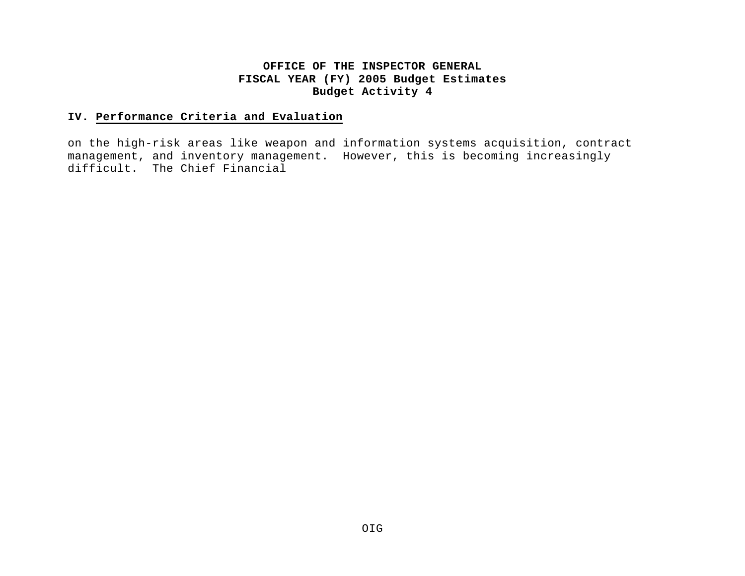**OFFICE OF THE INSPECTOR GENERAL**
**FISCAL YEAR (FY) 2005 Budget Estimates**
**Budget Activity 4**

## IV. Performance Criteria and Evaluation

on the high-risk areas like weapon and information systems acquisition, contract management, and inventory management. However, this is becoming increasingly difficult. The Chief Financial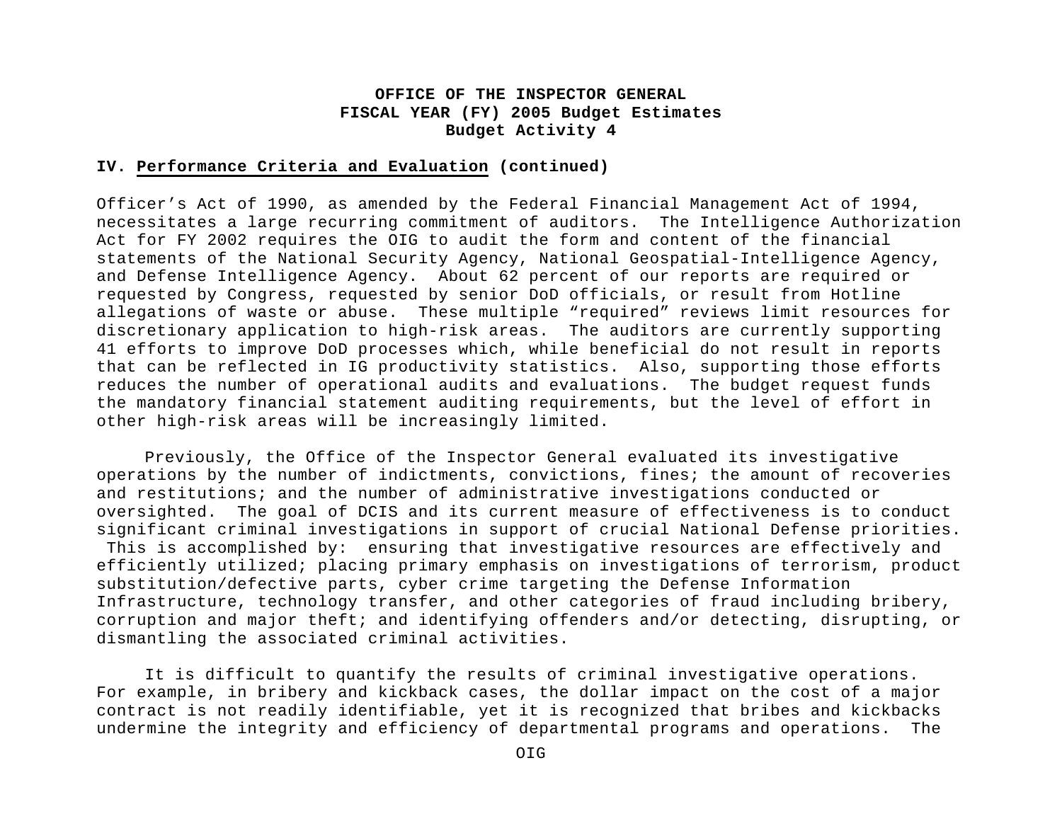**OFFICE OF THE INSPECTOR GENERAL**
**FISCAL YEAR (FY) 2005 Budget Estimates**
**Budget Activity 4**

**IV. Performance Criteria and Evaluation (continued)**

Officer's Act of 1990, as amended by the Federal Financial Management Act of 1994, necessitates a large recurring commitment of auditors. The Intelligence Authorization Act for FY 2002 requires the OIG to audit the form and content of the financial statements of the National Security Agency, National Geospatial-Intelligence Agency, and Defense Intelligence Agency. About 62 percent of our reports are required or requested by Congress, requested by senior DoD officials, or result from Hotline allegations of waste or abuse. These multiple "required" reviews limit resources for discretionary application to high-risk areas. The auditors are currently supporting 41 efforts to improve DoD processes which, while beneficial do not result in reports that can be reflected in IG productivity statistics. Also, supporting those efforts reduces the number of operational audits and evaluations. The budget request funds the mandatory financial statement auditing requirements, but the level of effort in other high-risk areas will be increasingly limited.

Previously, the Office of the Inspector General evaluated its investigative operations by the number of indictments, convictions, fines; the amount of recoveries and restitutions; and the number of administrative investigations conducted or oversighted. The goal of DCIS and its current measure of effectiveness is to conduct significant criminal investigations in support of crucial National Defense priorities. This is accomplished by: ensuring that investigative resources are effectively and efficiently utilized; placing primary emphasis on investigations of terrorism, product substitution/defective parts, cyber crime targeting the Defense Information Infrastructure, technology transfer, and other categories of fraud including bribery, corruption and major theft; and identifying offenders and/or detecting, disrupting, or dismantling the associated criminal activities.

It is difficult to quantify the results of criminal investigative operations. For example, in bribery and kickback cases, the dollar impact on the cost of a major contract is not readily identifiable, yet it is recognized that bribes and kickbacks undermine the integrity and efficiency of departmental programs and operations. The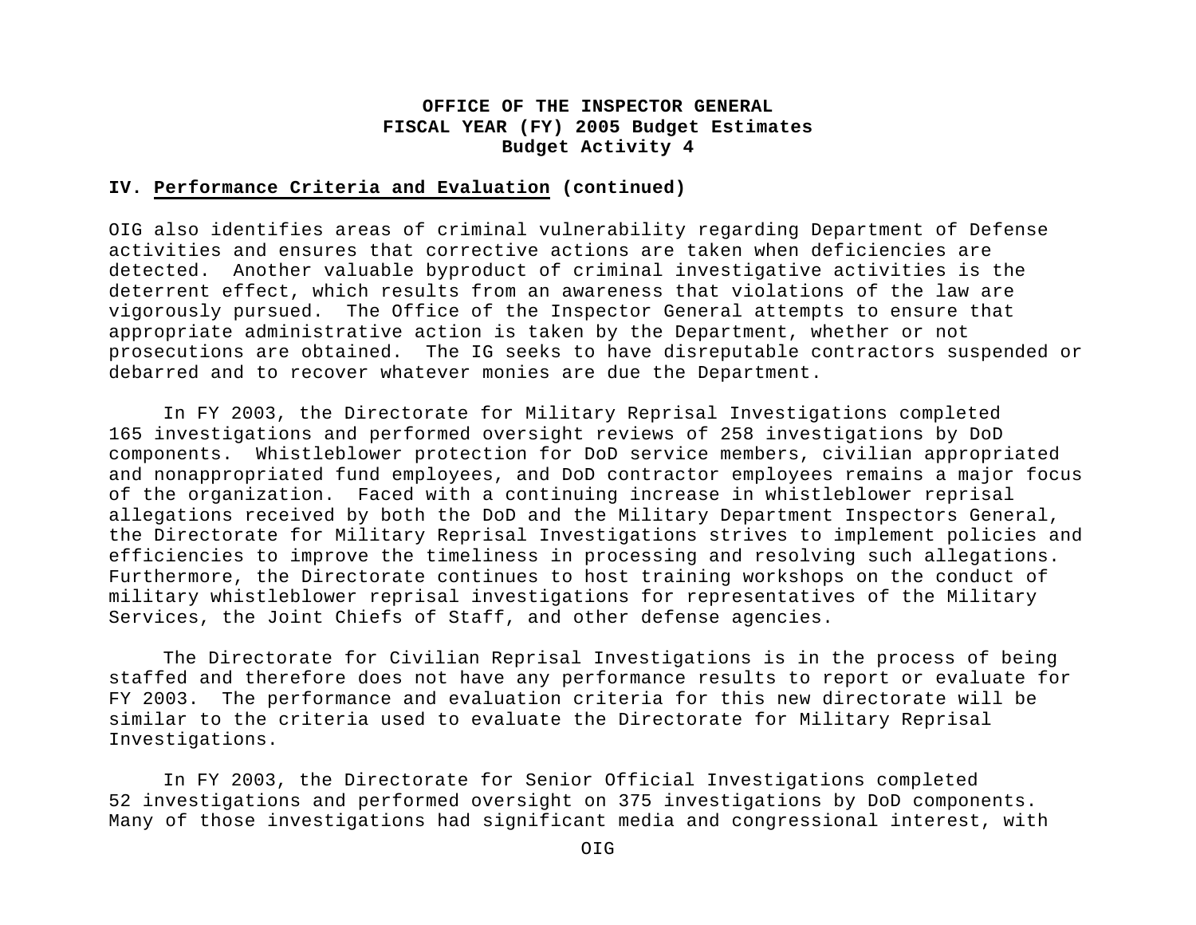**OFFICE OF THE INSPECTOR GENERAL**
**FISCAL YEAR (FY) 2005 Budget Estimates**
**Budget Activity 4**

**IV. Performance Criteria and Evaluation (continued)**

OIG also identifies areas of criminal vulnerability regarding Department of Defense activities and ensures that corrective actions are taken when deficiencies are detected. Another valuable byproduct of criminal investigative activities is the deterrent effect, which results from an awareness that violations of the law are vigorously pursued. The Office of the Inspector General attempts to ensure that appropriate administrative action is taken by the Department, whether or not prosecutions are obtained. The IG seeks to have disreputable contractors suspended or debarred and to recover whatever monies are due the Department.

In FY 2003, the Directorate for Military Reprisal Investigations completed 165 investigations and performed oversight reviews of 258 investigations by DoD components. Whistleblower protection for DoD service members, civilian appropriated and nonappropriated fund employees, and DoD contractor employees remains a major focus of the organization. Faced with a continuing increase in whistleblower reprisal allegations received by both the DoD and the Military Department Inspectors General, the Directorate for Military Reprisal Investigations strives to implement policies and efficiencies to improve the timeliness in processing and resolving such allegations. Furthermore, the Directorate continues to host training workshops on the conduct of military whistleblower reprisal investigations for representatives of the Military Services, the Joint Chiefs of Staff, and other defense agencies.

The Directorate for Civilian Reprisal Investigations is in the process of being staffed and therefore does not have any performance results to report or evaluate for FY 2003. The performance and evaluation criteria for this new directorate will be similar to the criteria used to evaluate the Directorate for Military Reprisal Investigations.

In FY 2003, the Directorate for Senior Official Investigations completed 52 investigations and performed oversight on 375 investigations by DoD components. Many of those investigations had significant media and congressional interest, with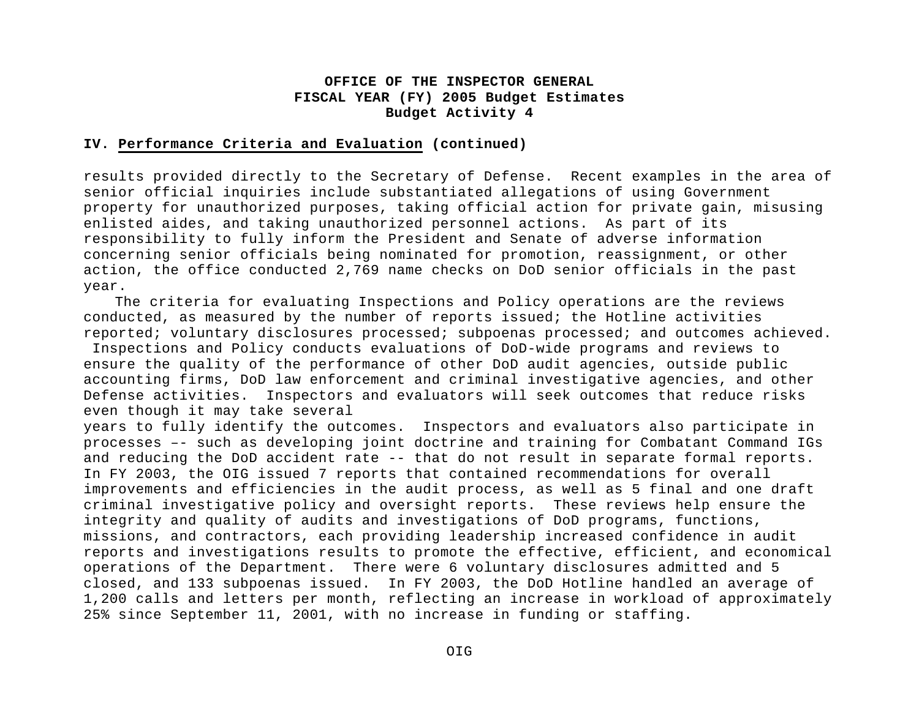**OFFICE OF THE INSPECTOR GENERAL**
**FISCAL YEAR (FY) 2005 Budget Estimates**
**Budget Activity 4**

**IV. Performance Criteria and Evaluation (continued)**

results provided directly to the Secretary of Defense. Recent examples in the area of senior official inquiries include substantiated allegations of using Government property for unauthorized purposes, taking official action for private gain, misusing enlisted aides, and taking unauthorized personnel actions. As part of its responsibility to fully inform the President and Senate of adverse information concerning senior officials being nominated for promotion, reassignment, or other action, the office conducted 2,769 name checks on DoD senior officials in the past year.

The criteria for evaluating Inspections and Policy operations are the reviews conducted, as measured by the number of reports issued; the Hotline activities reported; voluntary disclosures processed; subpoenas processed; and outcomes achieved. Inspections and Policy conducts evaluations of DoD-wide programs and reviews to ensure the quality of the performance of other DoD audit agencies, outside public accounting firms, DoD law enforcement and criminal investigative agencies, and other Defense activities. Inspectors and evaluators will seek outcomes that reduce risks even though it may take several years to fully identify the outcomes. Inspectors and evaluators also participate in processes –- such as developing joint doctrine and training for Combatant Command IGs and reducing the DoD accident rate -- that do not result in separate formal reports. In FY 2003, the OIG issued 7 reports that contained recommendations for overall improvements and efficiencies in the audit process, as well as 5 final and one draft criminal investigative policy and oversight reports. These reviews help ensure the integrity and quality of audits and investigations of DoD programs, functions, missions, and contractors, each providing leadership increased confidence in audit reports and investigations results to promote the effective, efficient, and economical operations of the Department. There were 6 voluntary disclosures admitted and 5 closed, and 133 subpoenas issued. In FY 2003, the DoD Hotline handled an average of 1,200 calls and letters per month, reflecting an increase in workload of approximately 25% since September 11, 2001, with no increase in funding or staffing.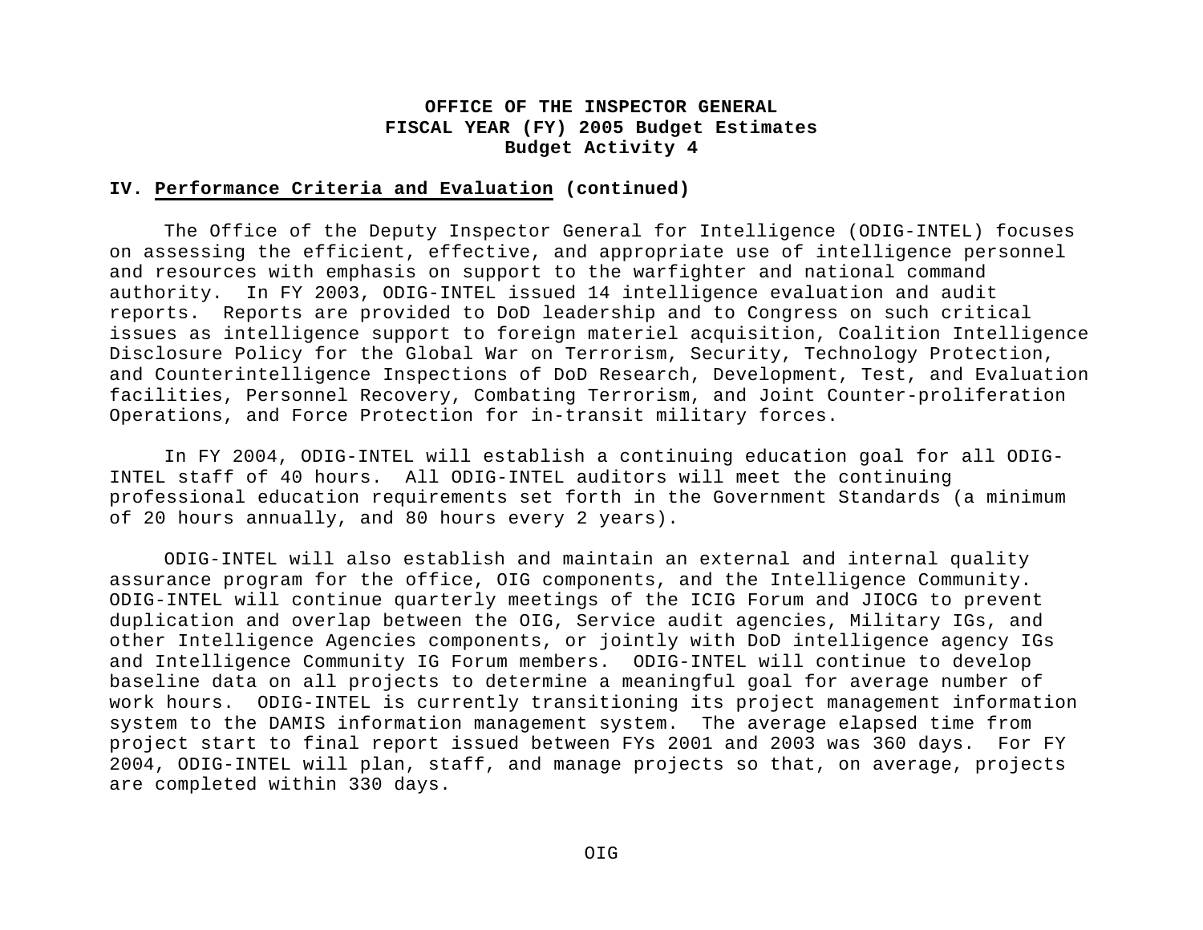**OFFICE OF THE INSPECTOR GENERAL**
**FISCAL YEAR (FY) 2005 Budget Estimates**
**Budget Activity 4**

## IV. Performance Criteria and Evaluation (continued)

The Office of the Deputy Inspector General for Intelligence (ODIG-INTEL) focuses on assessing the efficient, effective, and appropriate use of intelligence personnel and resources with emphasis on support to the warfighter and national command authority. In FY 2003, ODIG-INTEL issued 14 intelligence evaluation and audit reports. Reports are provided to DoD leadership and to Congress on such critical issues as intelligence support to foreign materiel acquisition, Coalition Intelligence Disclosure Policy for the Global War on Terrorism, Security, Technology Protection, and Counterintelligence Inspections of DoD Research, Development, Test, and Evaluation facilities, Personnel Recovery, Combating Terrorism, and Joint Counter-proliferation Operations, and Force Protection for in-transit military forces.

In FY 2004, ODIG-INTEL will establish a continuing education goal for all ODIG-INTEL staff of 40 hours. All ODIG-INTEL auditors will meet the continuing professional education requirements set forth in the Government Standards (a minimum of 20 hours annually, and 80 hours every 2 years).

ODIG-INTEL will also establish and maintain an external and internal quality assurance program for the office, OIG components, and the Intelligence Community. ODIG-INTEL will continue quarterly meetings of the ICIG Forum and JIOCG to prevent duplication and overlap between the OIG, Service audit agencies, Military IGs, and other Intelligence Agencies components, or jointly with DoD intelligence agency IGs and Intelligence Community IG Forum members. ODIG-INTEL will continue to develop baseline data on all projects to determine a meaningful goal for average number of work hours. ODIG-INTEL is currently transitioning its project management information system to the DAMIS information management system. The average elapsed time from project start to final report issued between FYs 2001 and 2003 was 360 days. For FY 2004, ODIG-INTEL will plan, staff, and manage projects so that, on average, projects are completed within 330 days.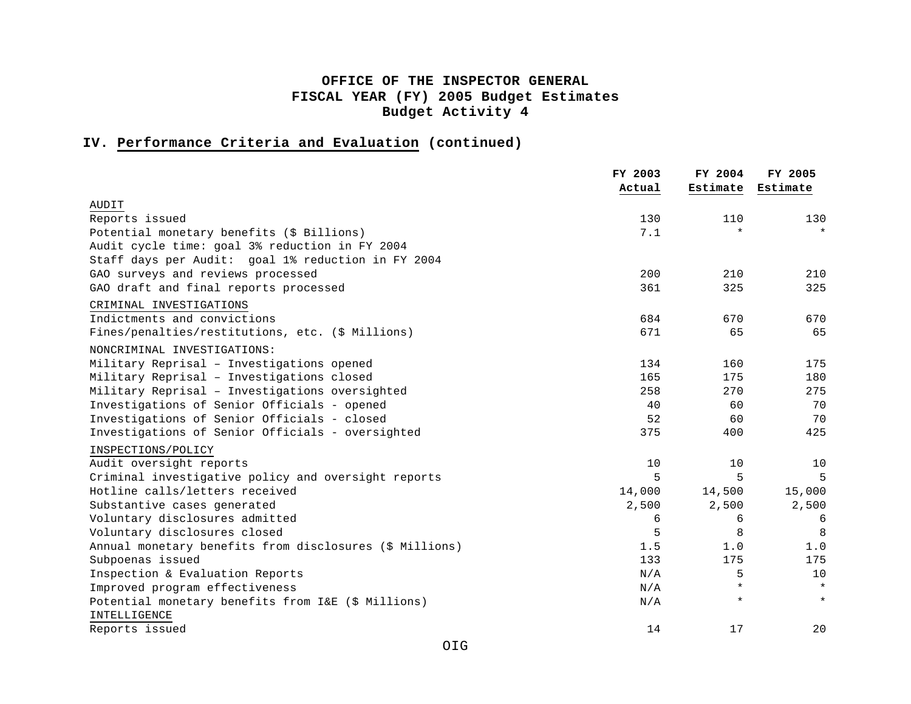# OFFICE OF THE INSPECTOR GENERAL
# FISCAL YEAR (FY) 2005 Budget Estimates
# Budget Activity 4

## IV. Performance Criteria and Evaluation (continued)

| | FY 2003 Actual | FY 2004 Estimate | FY 2005 Estimate |
|---|---|---|---|
| AUDIT | | | |
| Reports issued | 130 | 110 | 130 |
| Potential monetary benefits ($ Billions) | 7.1 | * | * |
| Audit cycle time: goal 3% reduction in FY 2004 | | | |
| Staff days per Audit: goal 1% reduction in FY 2004 | | | |
| GAO surveys and reviews processed | 200 | 210 | 210 |
| GAO draft and final reports processed | 361 | 325 | 325 |
| CRIMINAL INVESTIGATIONS | | | |
| Indictments and convictions | 684 | 670 | 670 |
| Fines/penalties/restitutions, etc. ($ Millions) | 671 | 65 | 65 |
| NONCRIMINAL INVESTIGATIONS: | | | |
| Military Reprisal – Investigations opened | 134 | 160 | 175 |
| Military Reprisal – Investigations closed | 165 | 175 | 180 |
| Military Reprisal – Investigations oversighted | 258 | 270 | 275 |
| Investigations of Senior Officials - opened | 40 | 60 | 70 |
| Investigations of Senior Officials - closed | 52 | 60 | 70 |
| Investigations of Senior Officials - oversighted | 375 | 400 | 425 |
| INSPECTIONS/POLICY | | | |
| Audit oversight reports | 10 | 10 | 10 |
| Criminal investigative policy and oversight reports | 5 | 5 | 5 |
| Hotline calls/letters received | 14,000 | 14,500 | 15,000 |
| Substantive cases generated | 2,500 | 2,500 | 2,500 |
| Voluntary disclosures admitted | 6 | 6 | 6 |
| Voluntary disclosures closed | 5 | 8 | 8 |
| Annual monetary benefits from disclosures ($ Millions) | 1.5 | 1.0 | 1.0 |
| Subpoenas issued | 133 | 175 | 175 |
| Inspection & Evaluation Reports | N/A | 5 | 10 |
| Improved program effectiveness | N/A | * | * |
| Potential monetary benefits from I&E ($ Millions) | N/A | * | * |
| INTELLIGENCE | | | |
| Reports issued | 14 | 17 | 20 |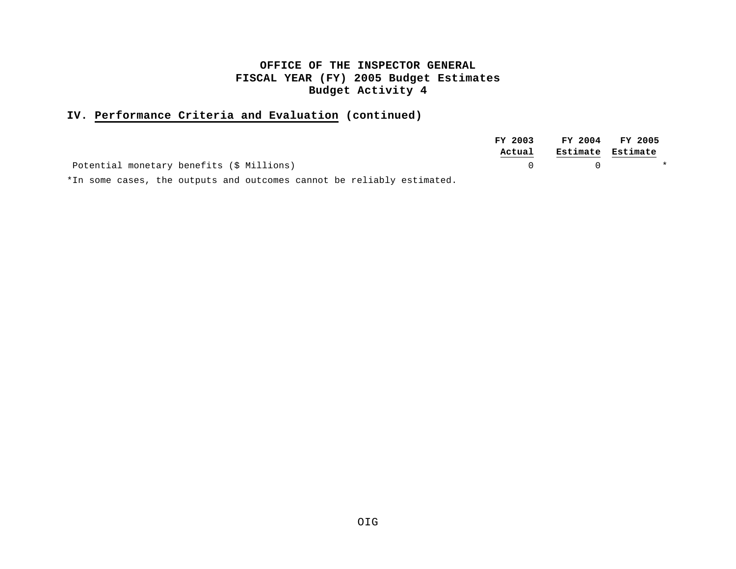**OFFICE OF THE INSPECTOR GENERAL**
**FISCAL YEAR (FY) 2005 Budget Estimates**
**Budget Activity 4**

## IV. Performance Criteria and Evaluation (continued)

| | FY 2003 Actual | FY 2004 Estimate | FY 2005 Estimate |
|---|---|---|---|
| Potential monetary benefits ($ Millions) | 0 | 0 | * |

*In some cases, the outputs and outcomes cannot be reliably estimated.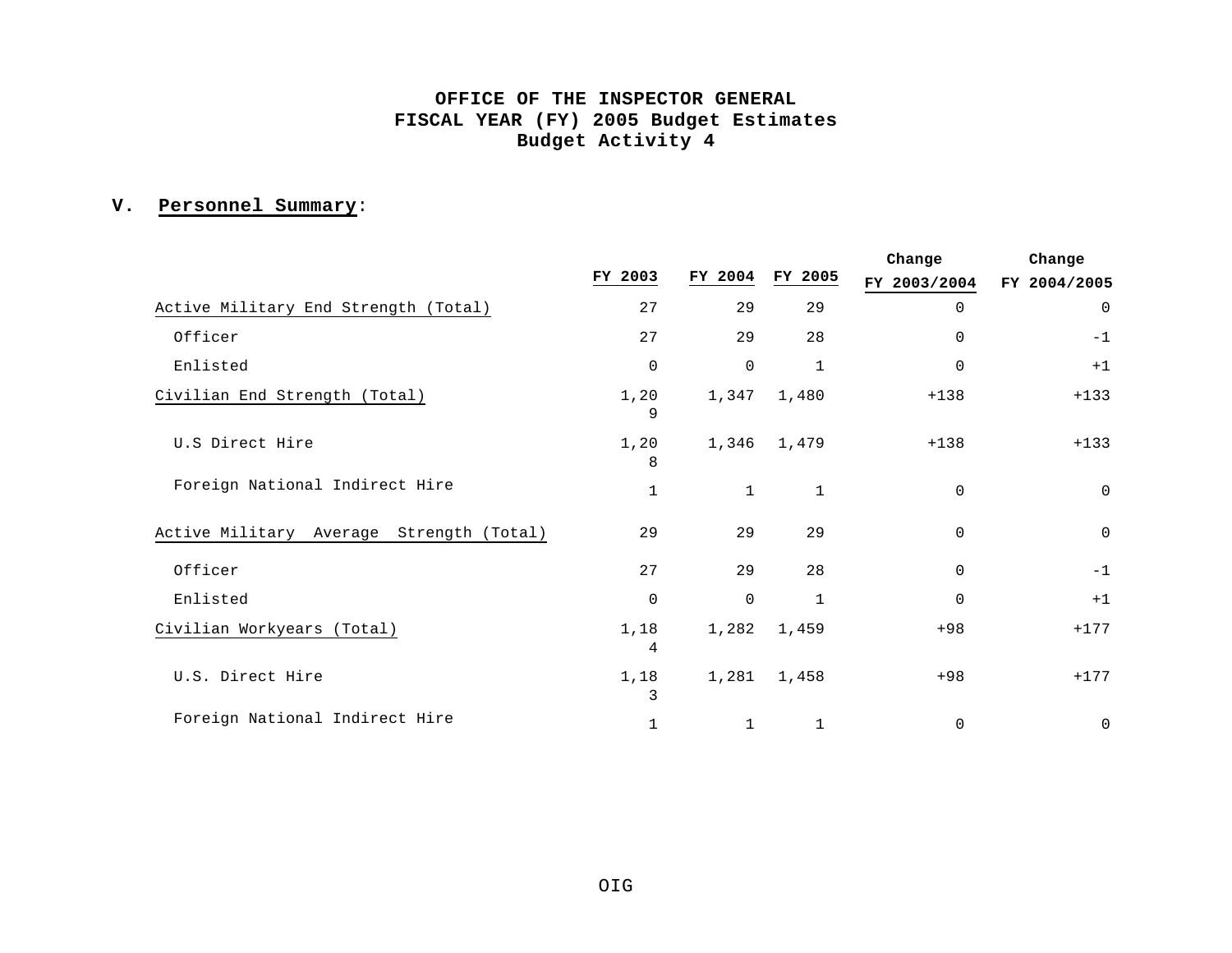**OFFICE OF THE INSPECTOR GENERAL**
**FISCAL YEAR (FY) 2005 Budget Estimates**
**Budget Activity 4**

## V. Personnel Summary:

| | FY 2003 | FY 2004 | FY 2005 | Change FY 2003/2004 | Change FY 2004/2005 |
|---|---|---|---|---|---|
| Active Military End Strength (Total) | 27 | 29 | 29 | 0 | 0 |
| Officer | 27 | 29 | 28 | 0 | -1 |
| Enlisted | 0 | 0 | 1 | 0 | +1 |
| Civilian End Strength (Total) | 1,209 | 1,347 | 1,480 | +138 | +133 |
| U.S Direct Hire | 1,208 | 1,346 | 1,479 | +138 | +133 |
| Foreign National Indirect Hire | 1 | 1 | 1 | 0 | 0 |
| Active Military Average Strength (Total) | 29 | 29 | 29 | 0 | 0 |
| Officer | 27 | 29 | 28 | 0 | -1 |
| Enlisted | 0 | 0 | 1 | 0 | +1 |
| Civilian Workyears (Total) | 1,184 | 1,282 | 1,459 | +98 | +177 |
| U.S. Direct Hire | 1,183 | 1,281 | 1,458 | +98 | +177 |
| Foreign National Indirect Hire | 1 | 1 | 1 | 0 | 0 |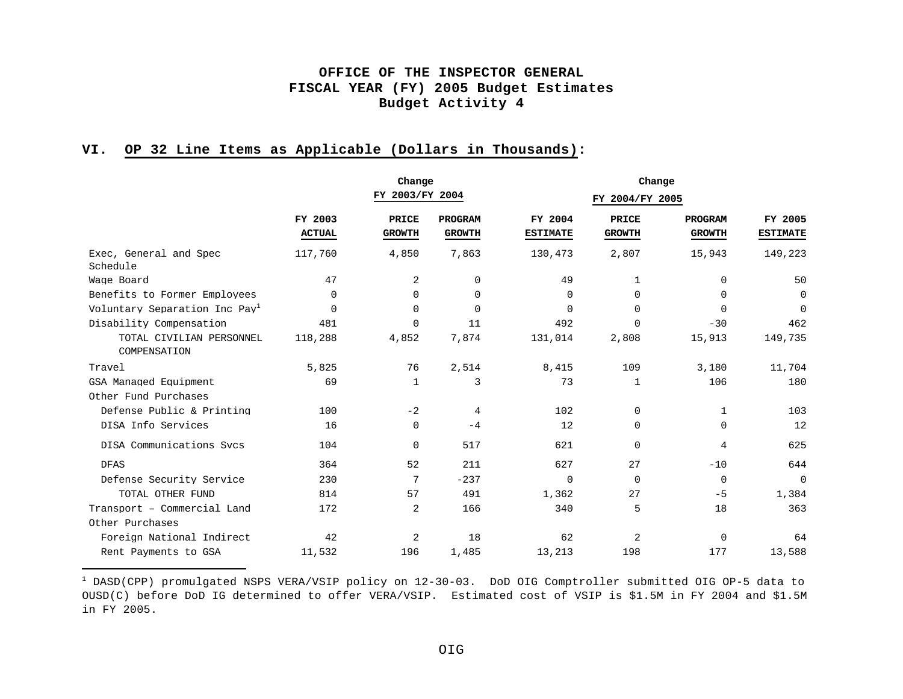# OFFICE OF THE INSPECTOR GENERAL
# FISCAL YEAR (FY) 2005 Budget Estimates
# Budget Activity 4

## VI. OP 32 Line Items as Applicable (Dollars in Thousands):

| | | Change FY 2003/FY 2004 | | | Change FY 2004/FY 2005 | | |
|---|---|---|---|---|---|---|---|
| | FY 2003 ACTUAL | PRICE GROWTH | PROGRAM GROWTH | FY 2004 ESTIMATE | PRICE GROWTH | PROGRAM GROWTH | FY 2005 ESTIMATE |
| Exec, General and Spec Schedule | 117,760 | 4,850 | 7,863 | 130,473 | 2,807 | 15,943 | 149,223 |
| Wage Board | 47 | 2 | 0 | 49 | 1 | 0 | 50 |
| Benefits to Former Employees | 0 | 0 | 0 | 0 | 0 | 0 | 0 |
| Voluntary Separation Inc Pay[1] | 0 | 0 | 0 | 0 | 0 | 0 | 0 |
| Disability Compensation | 481 | 0 | 11 | 492 | 0 | -30 | 462 |
| TOTAL CIVILIAN PERSONNEL COMPENSATION | 118,288 | 4,852 | 7,874 | 131,014 | 2,808 | 15,913 | 149,735 |
| Travel | 5,825 | 76 | 2,514 | 8,415 | 109 | 3,180 | 11,704 |
| GSA Managed Equipment | 69 | 1 | 3 | 73 | 1 | 106 | 180 |
| Other Fund Purchases | | | | | | | |
| Defense Public & Printing | 100 | -2 | 4 | 102 | 0 | 1 | 103 |
| DISA Info Services | 16 | 0 | -4 | 12 | 0 | 0 | 12 |
| DISA Communications Svcs | 104 | 0 | 517 | 621 | 0 | 4 | 625 |
| DFAS | 364 | 52 | 211 | 627 | 27 | -10 | 644 |
| Defense Security Service | 230 | 7 | -237 | 0 | 0 | 0 | 0 |
| TOTAL OTHER FUND | 814 | 57 | 491 | 1,362 | 27 | -5 | 1,384 |
| Transport – Commercial Land | 172 | 2 | 166 | 340 | 5 | 18 | 363 |
| Other Purchases | | | | | | | |
| Foreign National Indirect | 42 | 2 | 18 | 62 | 2 | 0 | 64 |
| Rent Payments to GSA | 11,532 | 196 | 1,485 | 13,213 | 198 | 177 | 13,588 |

[1] DASD(CPP) promulgated NSPS VERA/VSIP policy on 12-30-03. DoD OIG Comptroller submitted OIG OP-5 data to OUSD(C) before DoD IG determined to offer VERA/VSIP. Estimated cost of VSIP is $1.5M in FY 2004 and $1.5M in FY 2005.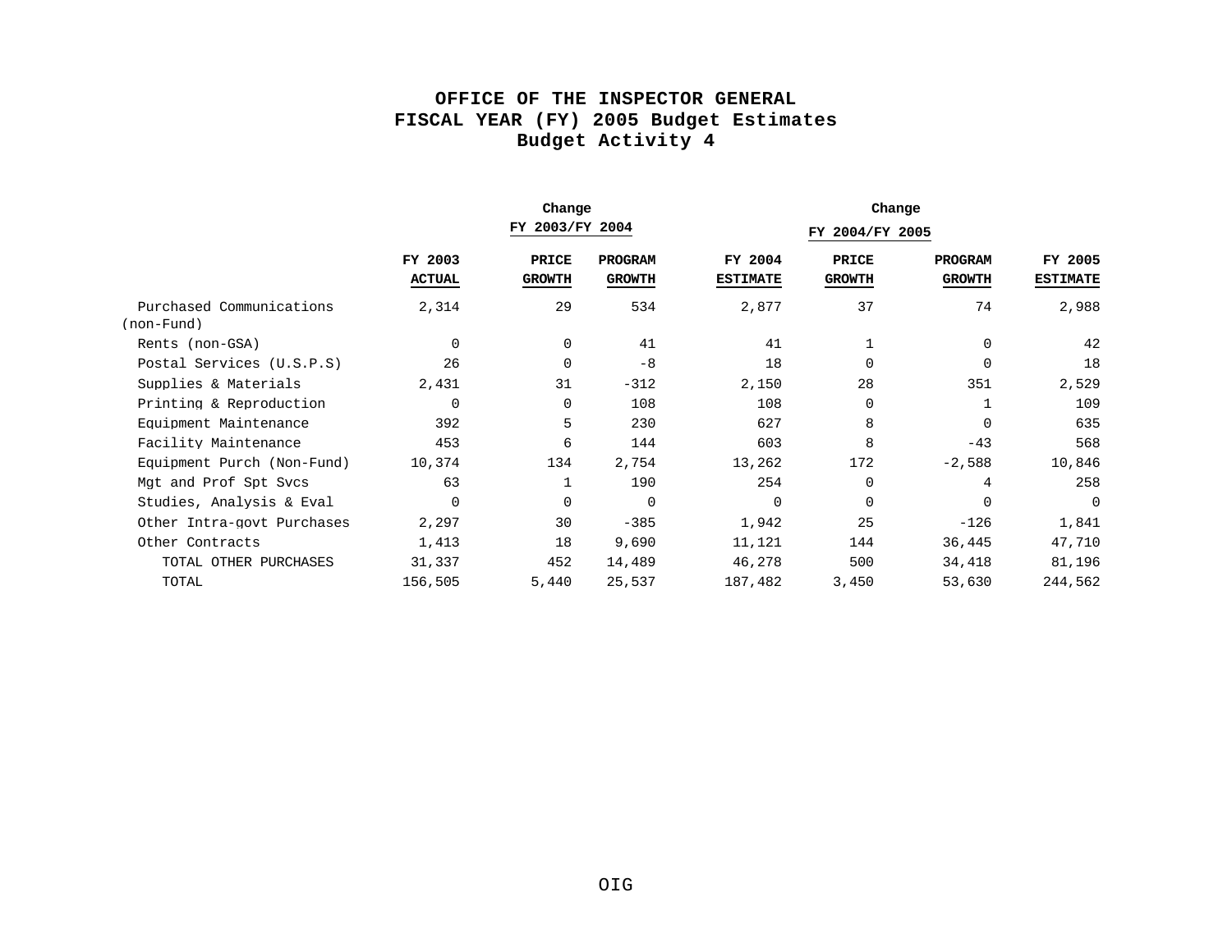# OFFICE OF THE INSPECTOR GENERAL
# FISCAL YEAR (FY) 2005 Budget Estimates
# Budget Activity 4

| | | Change FY 2003/FY 2004 | | | Change FY 2004/FY 2005 | | |
|---|---|---|---|---|---|---|---|
| | FY 2003 ACTUAL | PRICE GROWTH | PROGRAM GROWTH | FY 2004 ESTIMATE | PRICE GROWTH | PROGRAM GROWTH | FY 2005 ESTIMATE |
| Purchased Communications (non-Fund) | 2,314 | 29 | 534 | 2,877 | 37 | 74 | 2,988 |
| Rents (non-GSA) | 0 | 0 | 41 | 41 | 1 | 0 | 42 |
| Postal Services (U.S.P.S) | 26 | 0 | -8 | 18 | 0 | 0 | 18 |
| Supplies & Materials | 2,431 | 31 | -312 | 2,150 | 28 | 351 | 2,529 |
| Printing & Reproduction | 0 | 0 | 108 | 108 | 0 | 1 | 109 |
| Equipment Maintenance | 392 | 5 | 230 | 627 | 8 | 0 | 635 |
| Facility Maintenance | 453 | 6 | 144 | 603 | 8 | -43 | 568 |
| Equipment Purch (Non-Fund) | 10,374 | 134 | 2,754 | 13,262 | 172 | -2,588 | 10,846 |
| Mgt and Prof Spt Svcs | 63 | 1 | 190 | 254 | 0 | 4 | 258 |
| Studies, Analysis & Eval | 0 | 0 | 0 | 0 | 0 | 0 | 0 |
| Other Intra-govt Purchases | 2,297 | 30 | -385 | 1,942 | 25 | -126 | 1,841 |
| Other Contracts | 1,413 | 18 | 9,690 | 11,121 | 144 | 36,445 | 47,710 |
| TOTAL OTHER PURCHASES | 31,337 | 452 | 14,489 | 46,278 | 500 | 34,418 | 81,196 |
| TOTAL | 156,505 | 5,440 | 25,537 | 187,482 | 3,450 | 53,630 | 244,562 |